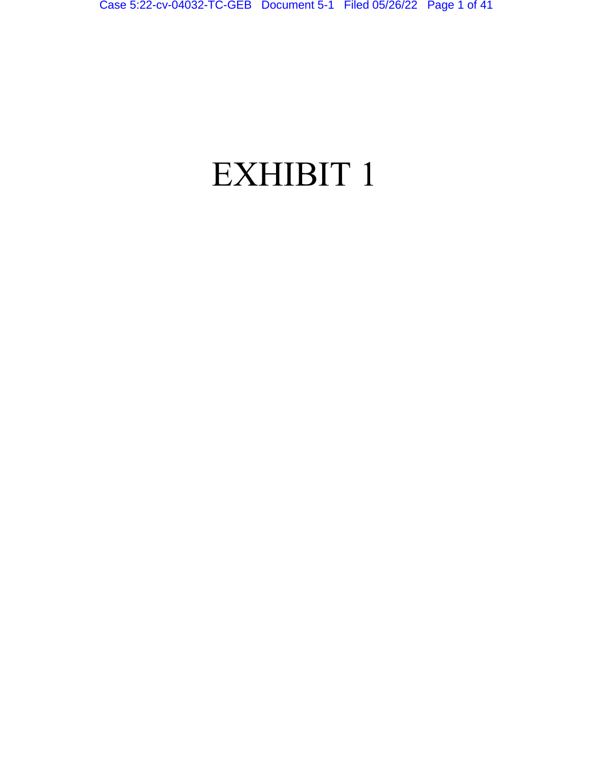# EXHIBIT 1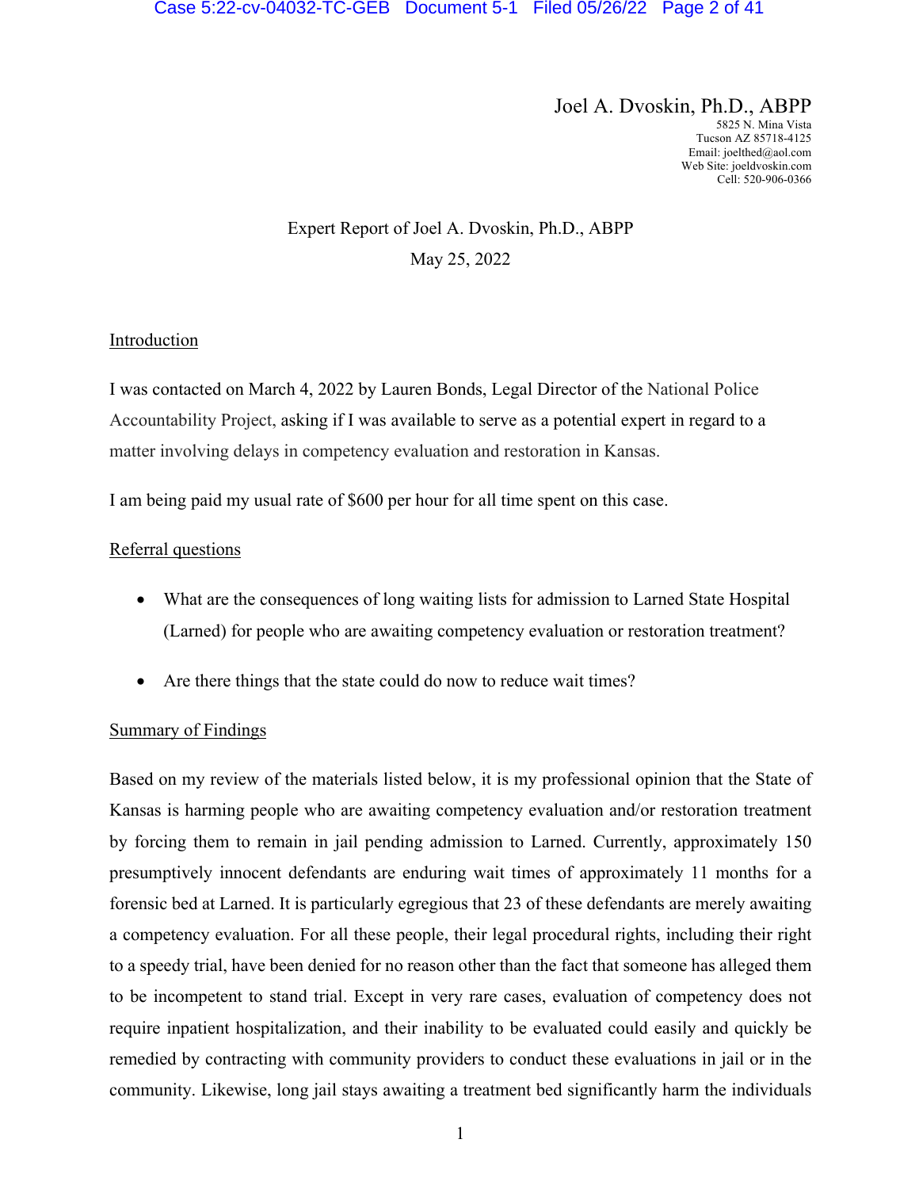Joel A. Dvoskin, Ph.D., ABPP
5825 N. Mina Vista
Tucson AZ 85718-4125
Email: joelthed@aol.com
Web Site: joeldvoskin.com
Cell: 520-906-0366

Expert Report of Joel A. Dvoskin, Ph.D., ABPP

May 25, 2022

## Introduction

I was contacted on March 4, 2022 by Lauren Bonds, Legal Director of the National Police Accountability Project, asking if I was available to serve as a potential expert in regard to a matter involving delays in competency evaluation and restoration in Kansas.

I am being paid my usual rate of $600 per hour for all time spent on this case.

## Referral questions

- What are the consequences of long waiting lists for admission to Larned State Hospital (Larned) for people who are awaiting competency evaluation or restoration treatment?
- Are there things that the state could do now to reduce wait times?

## Summary of Findings

Based on my review of the materials listed below, it is my professional opinion that the State of Kansas is harming people who are awaiting competency evaluation and/or restoration treatment by forcing them to remain in jail pending admission to Larned. Currently, approximately 150 presumptively innocent defendants are enduring wait times of approximately 11 months for a forensic bed at Larned. It is particularly egregious that 23 of these defendants are merely awaiting a competency evaluation. For all these people, their legal procedural rights, including their right to a speedy trial, have been denied for no reason other than the fact that someone has alleged them to be incompetent to stand trial. Except in very rare cases, evaluation of competency does not require inpatient hospitalization, and their inability to be evaluated could easily and quickly be remedied by contracting with community providers to conduct these evaluations in jail or in the community. Likewise, long jail stays awaiting a treatment bed significantly harm the individuals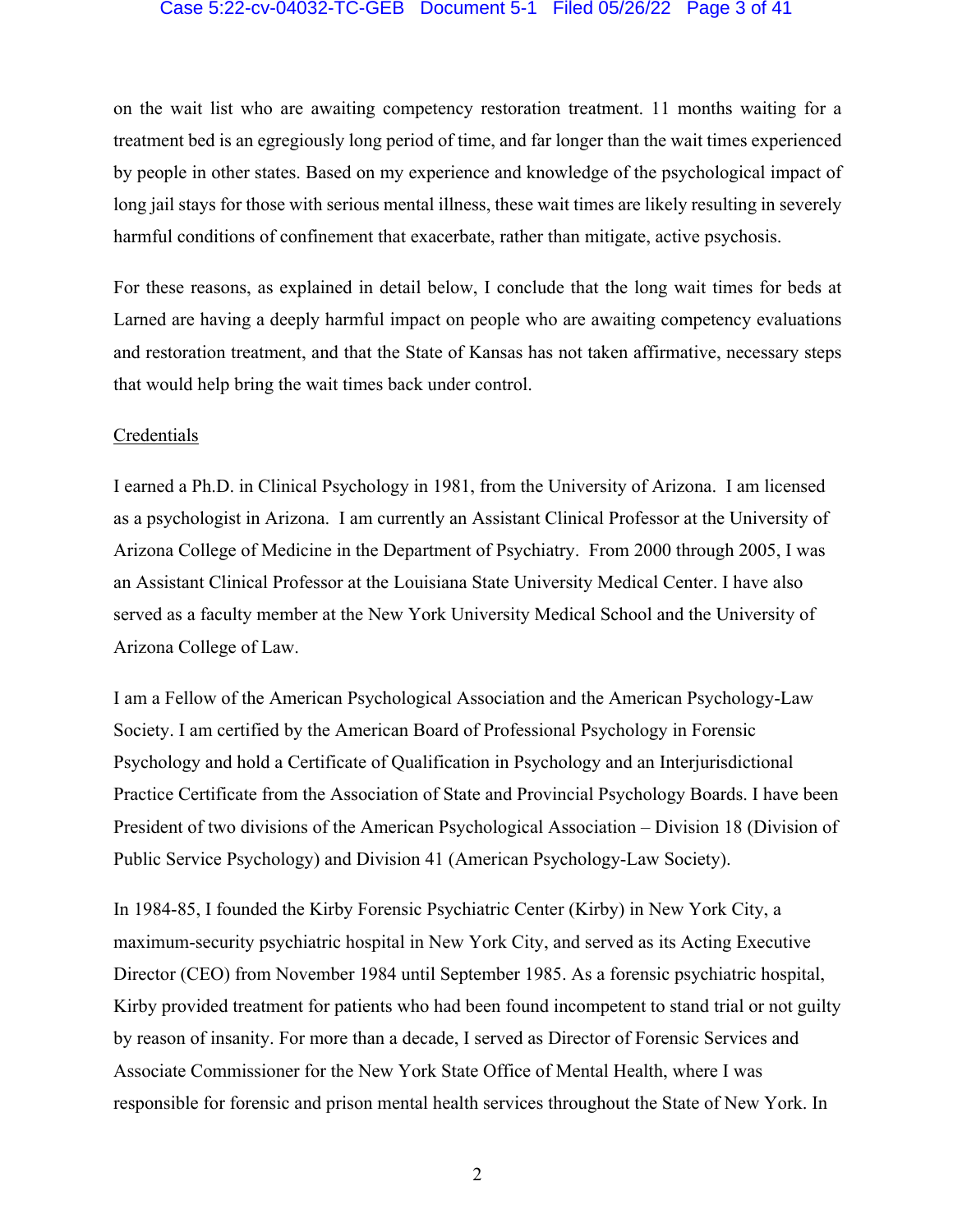on the wait list who are awaiting competency restoration treatment. 11 months waiting for a treatment bed is an egregiously long period of time, and far longer than the wait times experienced by people in other states. Based on my experience and knowledge of the psychological impact of long jail stays for those with serious mental illness, these wait times are likely resulting in severely harmful conditions of confinement that exacerbate, rather than mitigate, active psychosis.

For these reasons, as explained in detail below, I conclude that the long wait times for beds at Larned are having a deeply harmful impact on people who are awaiting competency evaluations and restoration treatment, and that the State of Kansas has not taken affirmative, necessary steps that would help bring the wait times back under control.

## Credentials

I earned a Ph.D. in Clinical Psychology in 1981, from the University of Arizona. I am licensed as a psychologist in Arizona. I am currently an Assistant Clinical Professor at the University of Arizona College of Medicine in the Department of Psychiatry. From 2000 through 2005, I was an Assistant Clinical Professor at the Louisiana State University Medical Center. I have also served as a faculty member at the New York University Medical School and the University of Arizona College of Law.

I am a Fellow of the American Psychological Association and the American Psychology-Law Society. I am certified by the American Board of Professional Psychology in Forensic Psychology and hold a Certificate of Qualification in Psychology and an Interjurisdictional Practice Certificate from the Association of State and Provincial Psychology Boards. I have been President of two divisions of the American Psychological Association – Division 18 (Division of Public Service Psychology) and Division 41 (American Psychology-Law Society).

In 1984-85, I founded the Kirby Forensic Psychiatric Center (Kirby) in New York City, a maximum-security psychiatric hospital in New York City, and served as its Acting Executive Director (CEO) from November 1984 until September 1985. As a forensic psychiatric hospital, Kirby provided treatment for patients who had been found incompetent to stand trial or not guilty by reason of insanity. For more than a decade, I served as Director of Forensic Services and Associate Commissioner for the New York State Office of Mental Health, where I was responsible for forensic and prison mental health services throughout the State of New York. In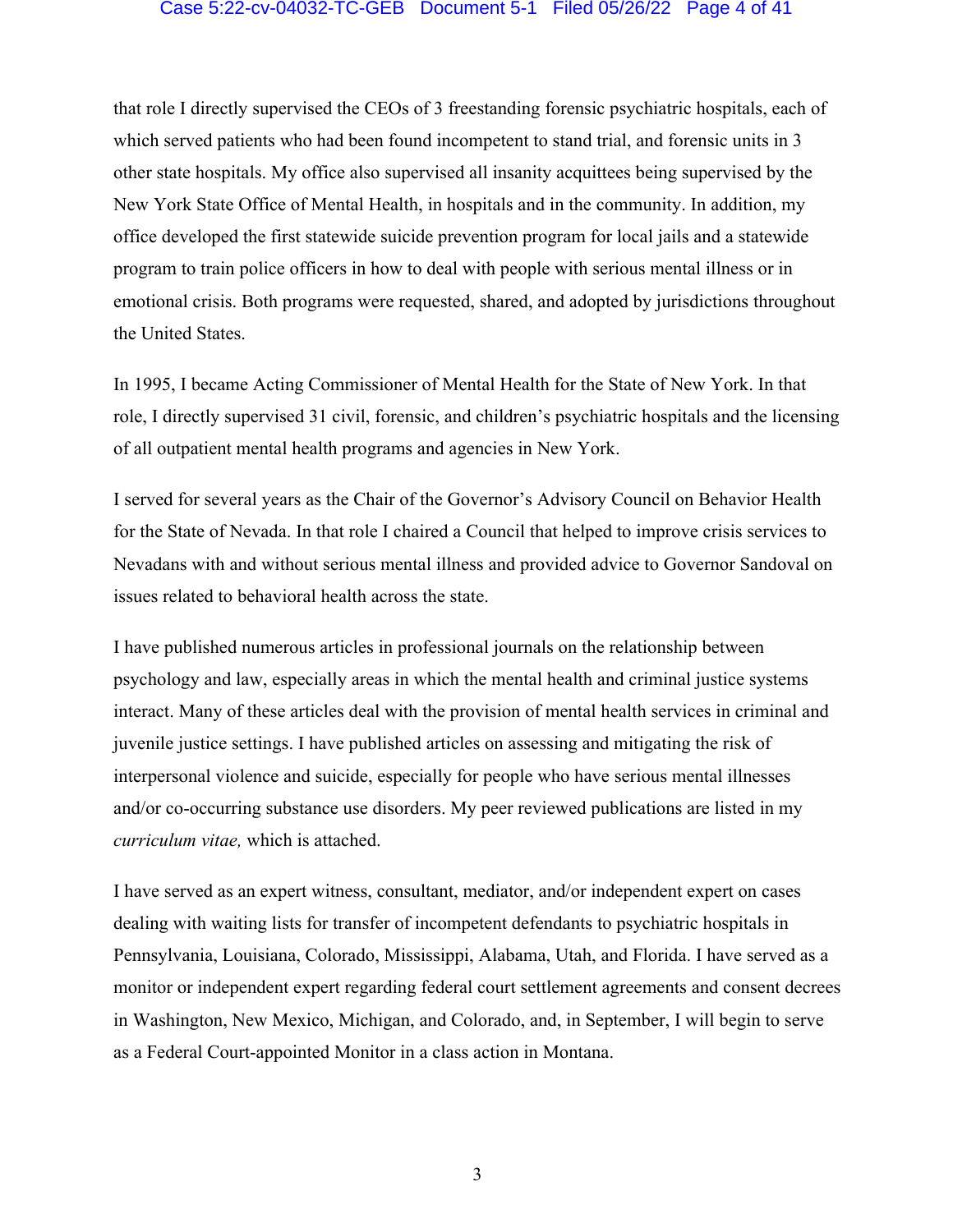that role I directly supervised the CEOs of 3 freestanding forensic psychiatric hospitals, each of which served patients who had been found incompetent to stand trial, and forensic units in 3 other state hospitals. My office also supervised all insanity acquittees being supervised by the New York State Office of Mental Health, in hospitals and in the community. In addition, my office developed the first statewide suicide prevention program for local jails and a statewide program to train police officers in how to deal with people with serious mental illness or in emotional crisis. Both programs were requested, shared, and adopted by jurisdictions throughout the United States.

In 1995, I became Acting Commissioner of Mental Health for the State of New York. In that role, I directly supervised 31 civil, forensic, and children's psychiatric hospitals and the licensing of all outpatient mental health programs and agencies in New York.

I served for several years as the Chair of the Governor's Advisory Council on Behavior Health for the State of Nevada. In that role I chaired a Council that helped to improve crisis services to Nevadans with and without serious mental illness and provided advice to Governor Sandoval on issues related to behavioral health across the state.

I have published numerous articles in professional journals on the relationship between psychology and law, especially areas in which the mental health and criminal justice systems interact. Many of these articles deal with the provision of mental health services in criminal and juvenile justice settings. I have published articles on assessing and mitigating the risk of interpersonal violence and suicide, especially for people who have serious mental illnesses and/or co-occurring substance use disorders. My peer reviewed publications are listed in my *curriculum vitae,* which is attached.

I have served as an expert witness, consultant, mediator, and/or independent expert on cases dealing with waiting lists for transfer of incompetent defendants to psychiatric hospitals in Pennsylvania, Louisiana, Colorado, Mississippi, Alabama, Utah, and Florida. I have served as a monitor or independent expert regarding federal court settlement agreements and consent decrees in Washington, New Mexico, Michigan, and Colorado, and, in September, I will begin to serve as a Federal Court-appointed Monitor in a class action in Montana.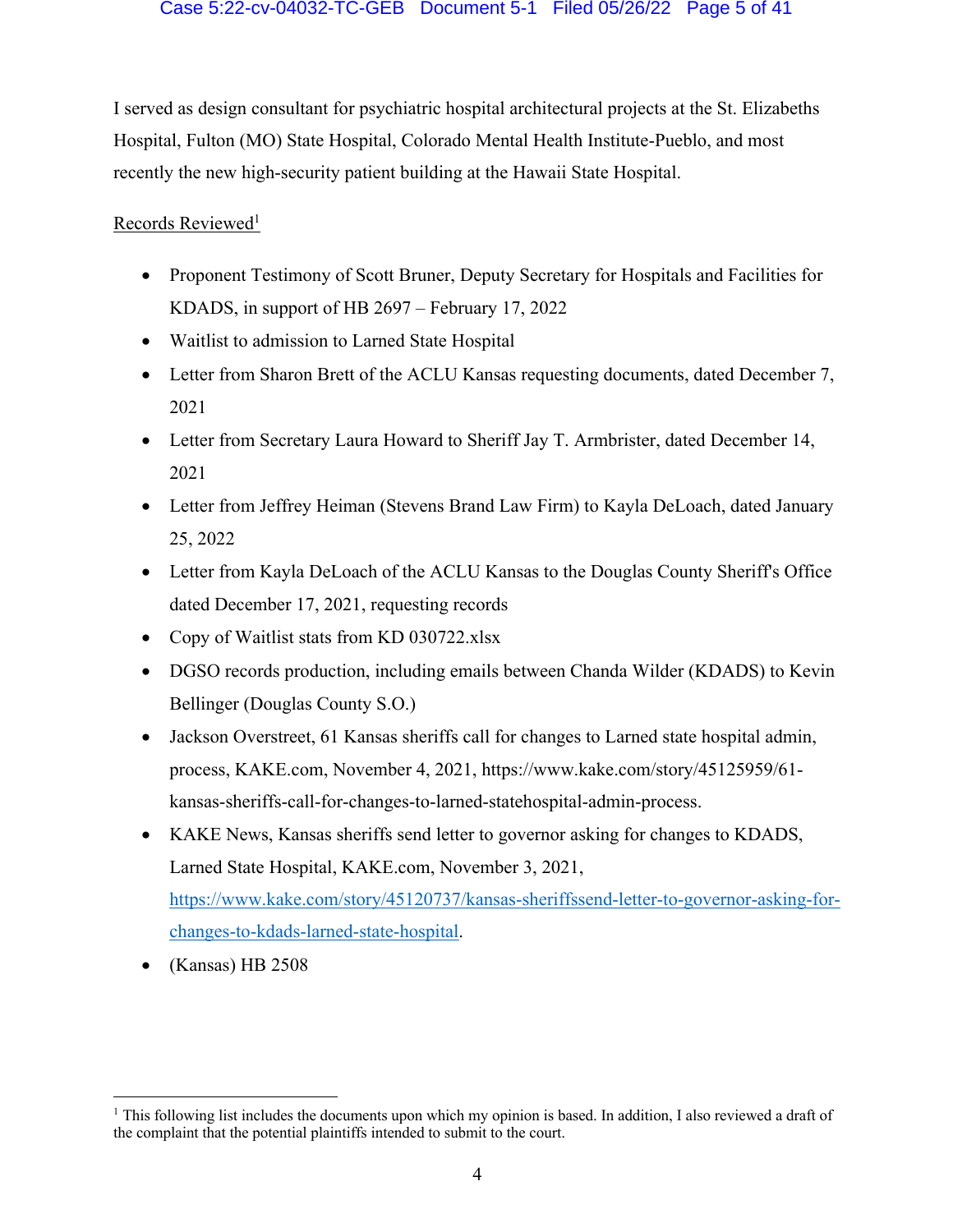I served as design consultant for psychiatric hospital architectural projects at the St. Elizabeths Hospital, Fulton (MO) State Hospital, Colorado Mental Health Institute-Pueblo, and most recently the new high-security patient building at the Hawaii State Hospital.

Records Reviewed[1]

- Proponent Testimony of Scott Bruner, Deputy Secretary for Hospitals and Facilities for KDADS, in support of HB 2697 – February 17, 2022
- Waitlist to admission to Larned State Hospital
- Letter from Sharon Brett of the ACLU Kansas requesting documents, dated December 7, 2021
- Letter from Secretary Laura Howard to Sheriff Jay T. Armbrister, dated December 14, 2021
- Letter from Jeffrey Heiman (Stevens Brand Law Firm) to Kayla DeLoach, dated January 25, 2022
- Letter from Kayla DeLoach of the ACLU Kansas to the Douglas County Sheriff's Office dated December 17, 2021, requesting records
- Copy of Waitlist stats from KD 030722.xlsx
- DGSO records production, including emails between Chanda Wilder (KDADS) to Kevin Bellinger (Douglas County S.O.)
- Jackson Overstreet, 61 Kansas sheriffs call for changes to Larned state hospital admin, process, KAKE.com, November 4, 2021, https://www.kake.com/story/45125959/61-kansas-sheriffs-call-for-changes-to-larned-statehospital-admin-process.
- KAKE News, Kansas sheriffs send letter to governor asking for changes to KDADS, Larned State Hospital, KAKE.com, November 3, 2021, https://www.kake.com/story/45120737/kansas-sheriffssend-letter-to-governor-asking-for-changes-to-kdads-larned-state-hospital.
- (Kansas) HB 2508

[1] This following list includes the documents upon which my opinion is based. In addition, I also reviewed a draft of the complaint that the potential plaintiffs intended to submit to the court.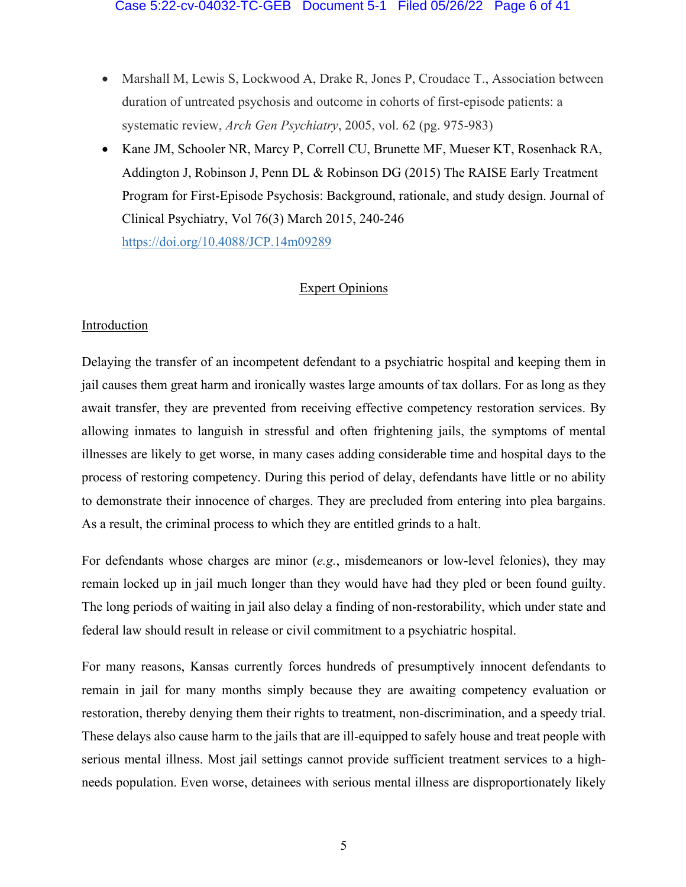- Marshall M, Lewis S, Lockwood A, Drake R, Jones P, Croudace T., Association between duration of untreated psychosis and outcome in cohorts of first-episode patients: a systematic review, *Arch Gen Psychiatry*, 2005, vol. 62 (pg. 975-983)
- Kane JM, Schooler NR, Marcy P, Correll CU, Brunette MF, Mueser KT, Rosenhack RA, Addington J, Robinson J, Penn DL & Robinson DG (2015) The RAISE Early Treatment Program for First-Episode Psychosis: Background, rationale, and study design. Journal of Clinical Psychiatry, Vol 76(3) March 2015, 240-246 https://doi.org/10.4088/JCP.14m09289

## Expert Opinions

### Introduction

Delaying the transfer of an incompetent defendant to a psychiatric hospital and keeping them in jail causes them great harm and ironically wastes large amounts of tax dollars. For as long as they await transfer, they are prevented from receiving effective competency restoration services. By allowing inmates to languish in stressful and often frightening jails, the symptoms of mental illnesses are likely to get worse, in many cases adding considerable time and hospital days to the process of restoring competency. During this period of delay, defendants have little or no ability to demonstrate their innocence of charges. They are precluded from entering into plea bargains. As a result, the criminal process to which they are entitled grinds to a halt.

For defendants whose charges are minor (*e.g.*, misdemeanors or low-level felonies), they may remain locked up in jail much longer than they would have had they pled or been found guilty. The long periods of waiting in jail also delay a finding of non-restorability, which under state and federal law should result in release or civil commitment to a psychiatric hospital.

For many reasons, Kansas currently forces hundreds of presumptively innocent defendants to remain in jail for many months simply because they are awaiting competency evaluation or restoration, thereby denying them their rights to treatment, non-discrimination, and a speedy trial. These delays also cause harm to the jails that are ill-equipped to safely house and treat people with serious mental illness. Most jail settings cannot provide sufficient treatment services to a high-needs population. Even worse, detainees with serious mental illness are disproportionately likely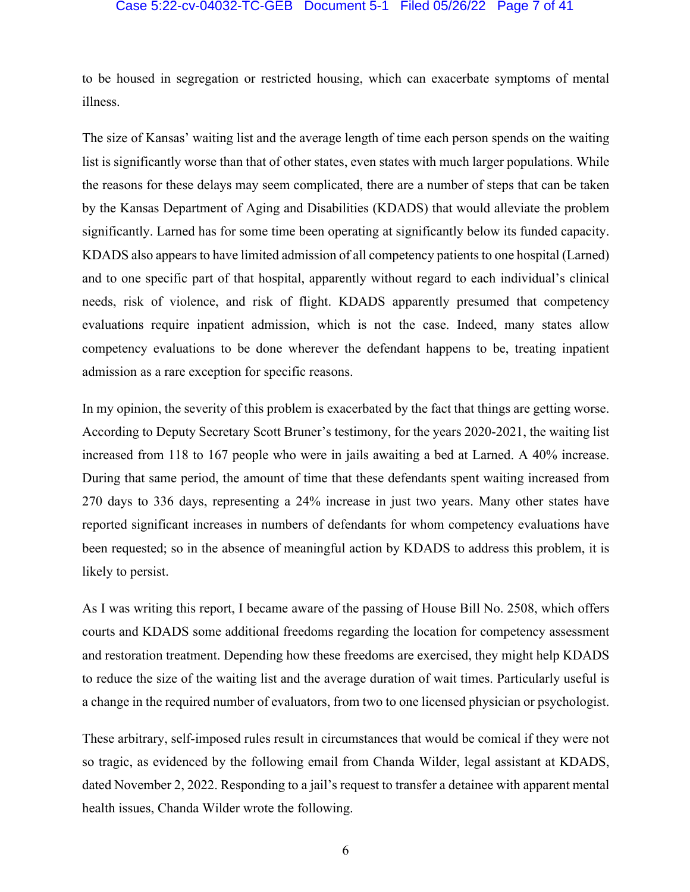to be housed in segregation or restricted housing, which can exacerbate symptoms of mental illness.

The size of Kansas' waiting list and the average length of time each person spends on the waiting list is significantly worse than that of other states, even states with much larger populations. While the reasons for these delays may seem complicated, there are a number of steps that can be taken by the Kansas Department of Aging and Disabilities (KDADS) that would alleviate the problem significantly. Larned has for some time been operating at significantly below its funded capacity. KDADS also appears to have limited admission of all competency patients to one hospital (Larned) and to one specific part of that hospital, apparently without regard to each individual's clinical needs, risk of violence, and risk of flight. KDADS apparently presumed that competency evaluations require inpatient admission, which is not the case. Indeed, many states allow competency evaluations to be done wherever the defendant happens to be, treating inpatient admission as a rare exception for specific reasons.

In my opinion, the severity of this problem is exacerbated by the fact that things are getting worse. According to Deputy Secretary Scott Bruner's testimony, for the years 2020-2021, the waiting list increased from 118 to 167 people who were in jails awaiting a bed at Larned. A 40% increase. During that same period, the amount of time that these defendants spent waiting increased from 270 days to 336 days, representing a 24% increase in just two years. Many other states have reported significant increases in numbers of defendants for whom competency evaluations have been requested; so in the absence of meaningful action by KDADS to address this problem, it is likely to persist.

As I was writing this report, I became aware of the passing of House Bill No. 2508, which offers courts and KDADS some additional freedoms regarding the location for competency assessment and restoration treatment. Depending how these freedoms are exercised, they might help KDADS to reduce the size of the waiting list and the average duration of wait times. Particularly useful is a change in the required number of evaluators, from two to one licensed physician or psychologist.

These arbitrary, self-imposed rules result in circumstances that would be comical if they were not so tragic, as evidenced by the following email from Chanda Wilder, legal assistant at KDADS, dated November 2, 2022. Responding to a jail's request to transfer a detainee with apparent mental health issues, Chanda Wilder wrote the following.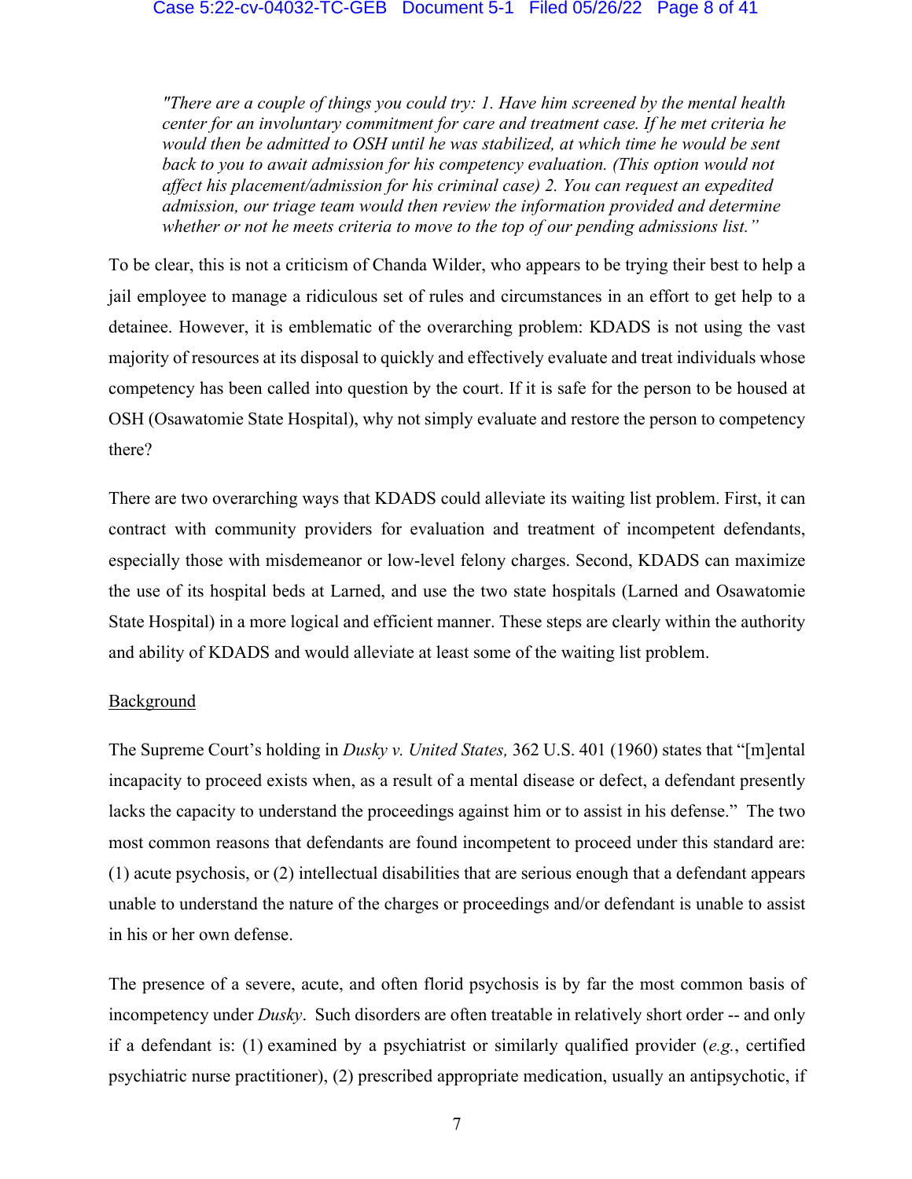> *"There are a couple of things you could try: 1. Have him screened by the mental health center for an involuntary commitment for care and treatment case. If he met criteria he would then be admitted to OSH until he was stabilized, at which time he would be sent back to you to await admission for his competency evaluation. (This option would not affect his placement/admission for his criminal case) 2. You can request an expedited admission, our triage team would then review the information provided and determine whether or not he meets criteria to move to the top of our pending admissions list."*

To be clear, this is not a criticism of Chanda Wilder, who appears to be trying their best to help a jail employee to manage a ridiculous set of rules and circumstances in an effort to get help to a detainee. However, it is emblematic of the overarching problem: KDADS is not using the vast majority of resources at its disposal to quickly and effectively evaluate and treat individuals whose competency has been called into question by the court. If it is safe for the person to be housed at OSH (Osawatomie State Hospital), why not simply evaluate and restore the person to competency there?

There are two overarching ways that KDADS could alleviate its waiting list problem. First, it can contract with community providers for evaluation and treatment of incompetent defendants, especially those with misdemeanor or low-level felony charges. Second, KDADS can maximize the use of its hospital beds at Larned, and use the two state hospitals (Larned and Osawatomie State Hospital) in a more logical and efficient manner. These steps are clearly within the authority and ability of KDADS and would alleviate at least some of the waiting list problem.

Background

The Supreme Court's holding in *Dusky v. United States,* 362 U.S. 401 (1960) states that "[m]ental incapacity to proceed exists when, as a result of a mental disease or defect, a defendant presently lacks the capacity to understand the proceedings against him or to assist in his defense." The two most common reasons that defendants are found incompetent to proceed under this standard are: (1) acute psychosis, or (2) intellectual disabilities that are serious enough that a defendant appears unable to understand the nature of the charges or proceedings and/or defendant is unable to assist in his or her own defense.

The presence of a severe, acute, and often florid psychosis is by far the most common basis of incompetency under *Dusky*. Such disorders are often treatable in relatively short order -- and only if a defendant is: (1) examined by a psychiatrist or similarly qualified provider (*e.g.*, certified psychiatric nurse practitioner), (2) prescribed appropriate medication, usually an antipsychotic, if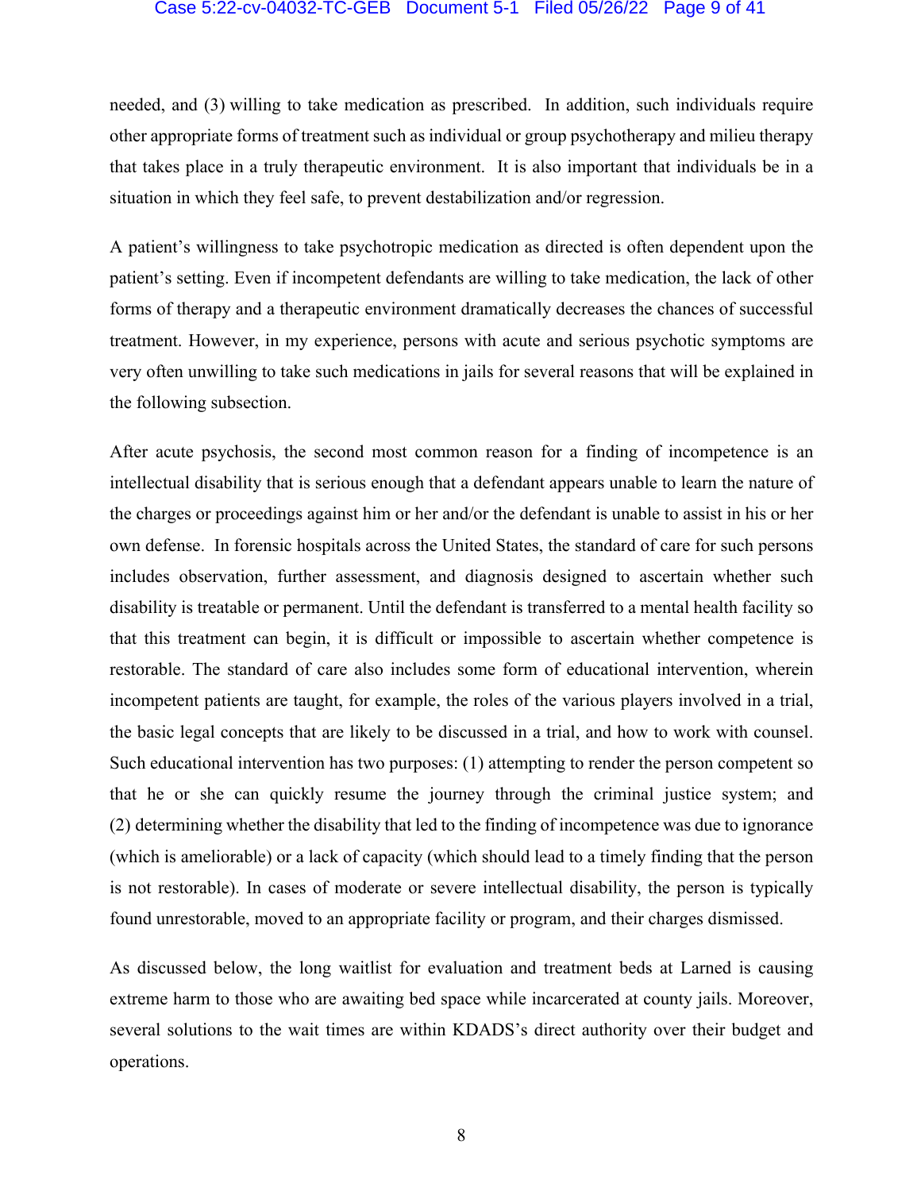needed, and (3) willing to take medication as prescribed. In addition, such individuals require other appropriate forms of treatment such as individual or group psychotherapy and milieu therapy that takes place in a truly therapeutic environment. It is also important that individuals be in a situation in which they feel safe, to prevent destabilization and/or regression.

A patient's willingness to take psychotropic medication as directed is often dependent upon the patient's setting. Even if incompetent defendants are willing to take medication, the lack of other forms of therapy and a therapeutic environment dramatically decreases the chances of successful treatment. However, in my experience, persons with acute and serious psychotic symptoms are very often unwilling to take such medications in jails for several reasons that will be explained in the following subsection.

After acute psychosis, the second most common reason for a finding of incompetence is an intellectual disability that is serious enough that a defendant appears unable to learn the nature of the charges or proceedings against him or her and/or the defendant is unable to assist in his or her own defense. In forensic hospitals across the United States, the standard of care for such persons includes observation, further assessment, and diagnosis designed to ascertain whether such disability is treatable or permanent. Until the defendant is transferred to a mental health facility so that this treatment can begin, it is difficult or impossible to ascertain whether competence is restorable. The standard of care also includes some form of educational intervention, wherein incompetent patients are taught, for example, the roles of the various players involved in a trial, the basic legal concepts that are likely to be discussed in a trial, and how to work with counsel. Such educational intervention has two purposes: (1) attempting to render the person competent so that he or she can quickly resume the journey through the criminal justice system; and (2) determining whether the disability that led to the finding of incompetence was due to ignorance (which is ameliorable) or a lack of capacity (which should lead to a timely finding that the person is not restorable). In cases of moderate or severe intellectual disability, the person is typically found unrestorable, moved to an appropriate facility or program, and their charges dismissed.

As discussed below, the long waitlist for evaluation and treatment beds at Larned is causing extreme harm to those who are awaiting bed space while incarcerated at county jails. Moreover, several solutions to the wait times are within KDADS's direct authority over their budget and operations.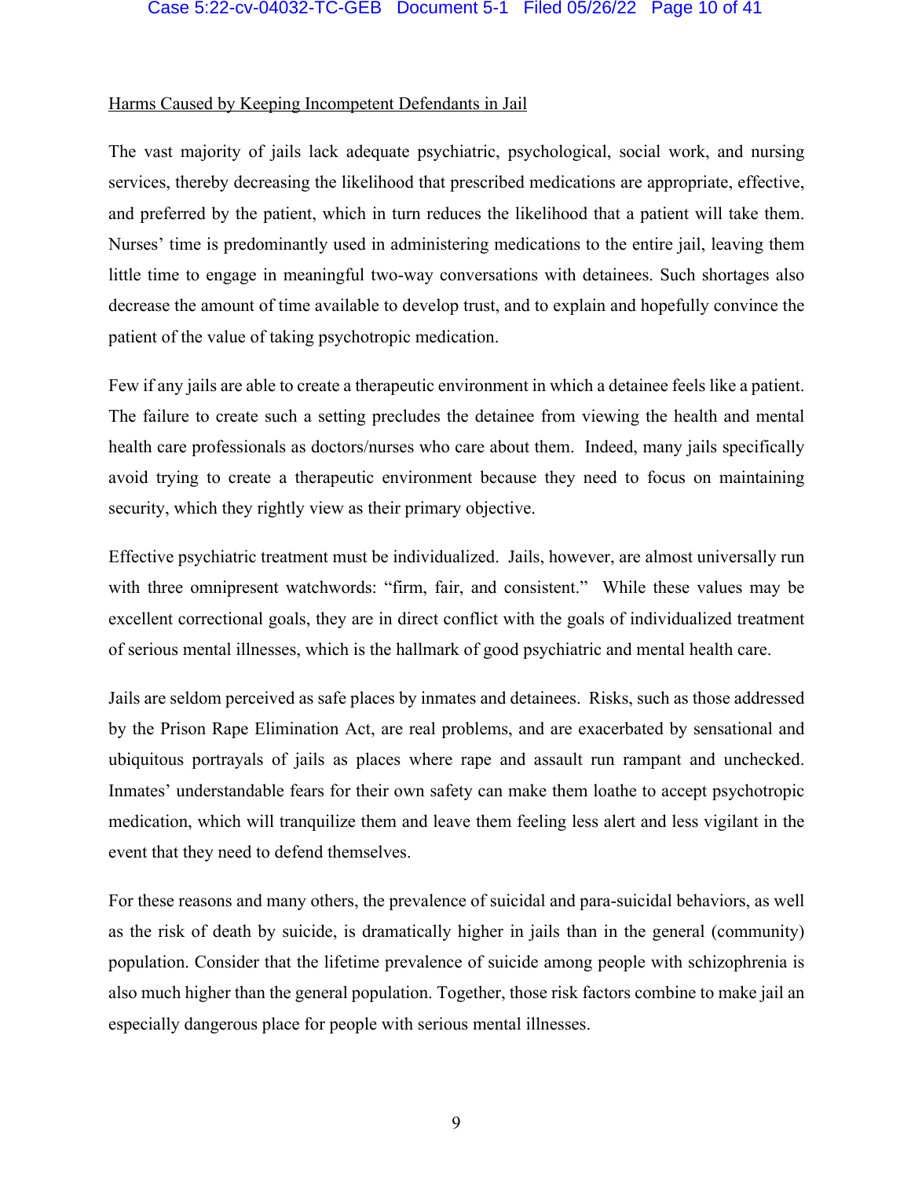<u>Harms Caused by Keeping Incompetent Defendants in Jail</u>

The vast majority of jails lack adequate psychiatric, psychological, social work, and nursing services, thereby decreasing the likelihood that prescribed medications are appropriate, effective, and preferred by the patient, which in turn reduces the likelihood that a patient will take them. Nurses' time is predominantly used in administering medications to the entire jail, leaving them little time to engage in meaningful two-way conversations with detainees. Such shortages also decrease the amount of time available to develop trust, and to explain and hopefully convince the patient of the value of taking psychotropic medication.

Few if any jails are able to create a therapeutic environment in which a detainee feels like a patient. The failure to create such a setting precludes the detainee from viewing the health and mental health care professionals as doctors/nurses who care about them. Indeed, many jails specifically avoid trying to create a therapeutic environment because they need to focus on maintaining security, which they rightly view as their primary objective.

Effective psychiatric treatment must be individualized. Jails, however, are almost universally run with three omnipresent watchwords: "firm, fair, and consistent." While these values may be excellent correctional goals, they are in direct conflict with the goals of individualized treatment of serious mental illnesses, which is the hallmark of good psychiatric and mental health care.

Jails are seldom perceived as safe places by inmates and detainees. Risks, such as those addressed by the Prison Rape Elimination Act, are real problems, and are exacerbated by sensational and ubiquitous portrayals of jails as places where rape and assault run rampant and unchecked. Inmates' understandable fears for their own safety can make them loathe to accept psychotropic medication, which will tranquilize them and leave them feeling less alert and less vigilant in the event that they need to defend themselves.

For these reasons and many others, the prevalence of suicidal and para-suicidal behaviors, as well as the risk of death by suicide, is dramatically higher in jails than in the general (community) population. Consider that the lifetime prevalence of suicide among people with schizophrenia is also much higher than the general population. Together, those risk factors combine to make jail an especially dangerous place for people with serious mental illnesses.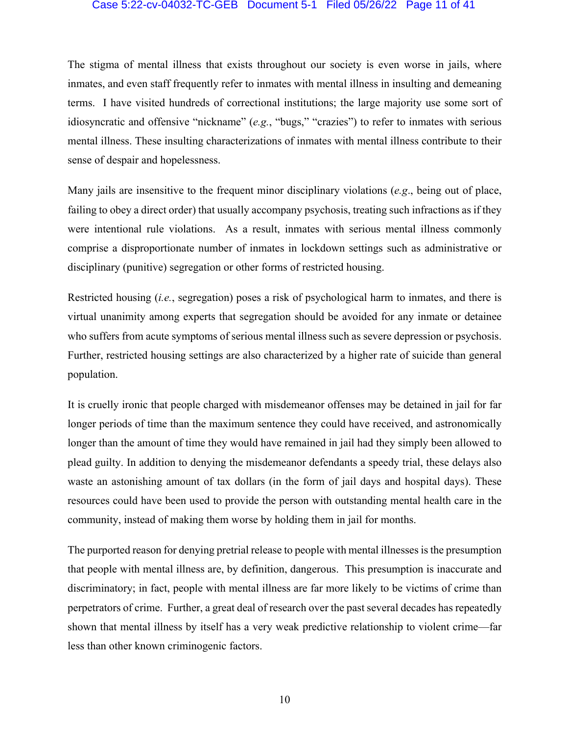The stigma of mental illness that exists throughout our society is even worse in jails, where inmates, and even staff frequently refer to inmates with mental illness in insulting and demeaning terms. I have visited hundreds of correctional institutions; the large majority use some sort of idiosyncratic and offensive "nickname" (*e.g.*, "bugs," "crazies") to refer to inmates with serious mental illness. These insulting characterizations of inmates with mental illness contribute to their sense of despair and hopelessness.

Many jails are insensitive to the frequent minor disciplinary violations (*e.g*., being out of place, failing to obey a direct order) that usually accompany psychosis, treating such infractions as if they were intentional rule violations. As a result, inmates with serious mental illness commonly comprise a disproportionate number of inmates in lockdown settings such as administrative or disciplinary (punitive) segregation or other forms of restricted housing.

Restricted housing (*i.e.*, segregation) poses a risk of psychological harm to inmates, and there is virtual unanimity among experts that segregation should be avoided for any inmate or detainee who suffers from acute symptoms of serious mental illness such as severe depression or psychosis. Further, restricted housing settings are also characterized by a higher rate of suicide than general population.

It is cruelly ironic that people charged with misdemeanor offenses may be detained in jail for far longer periods of time than the maximum sentence they could have received, and astronomically longer than the amount of time they would have remained in jail had they simply been allowed to plead guilty. In addition to denying the misdemeanor defendants a speedy trial, these delays also waste an astonishing amount of tax dollars (in the form of jail days and hospital days). These resources could have been used to provide the person with outstanding mental health care in the community, instead of making them worse by holding them in jail for months.

The purported reason for denying pretrial release to people with mental illnesses is the presumption that people with mental illness are, by definition, dangerous. This presumption is inaccurate and discriminatory; in fact, people with mental illness are far more likely to be victims of crime than perpetrators of crime. Further, a great deal of research over the past several decades has repeatedly shown that mental illness by itself has a very weak predictive relationship to violent crime—far less than other known criminogenic factors.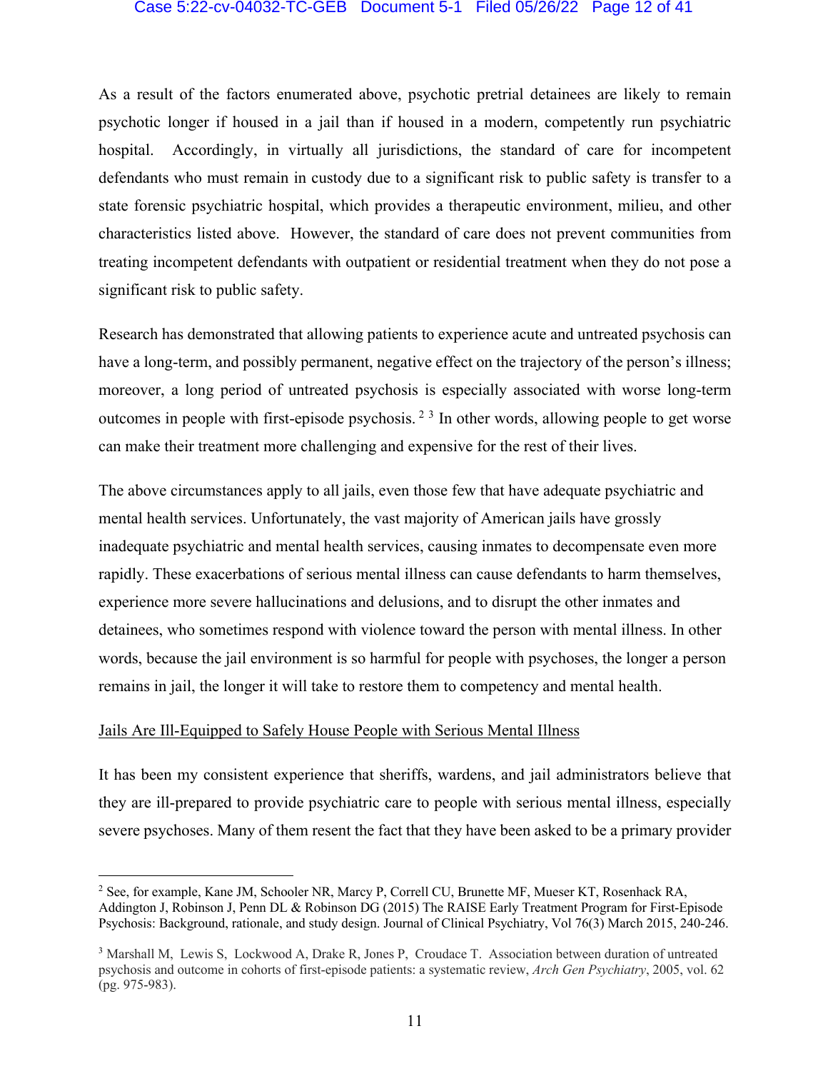As a result of the factors enumerated above, psychotic pretrial detainees are likely to remain psychotic longer if housed in a jail than if housed in a modern, competently run psychiatric hospital. Accordingly, in virtually all jurisdictions, the standard of care for incompetent defendants who must remain in custody due to a significant risk to public safety is transfer to a state forensic psychiatric hospital, which provides a therapeutic environment, milieu, and other characteristics listed above. However, the standard of care does not prevent communities from treating incompetent defendants with outpatient or residential treatment when they do not pose a significant risk to public safety.

Research has demonstrated that allowing patients to experience acute and untreated psychosis can have a long-term, and possibly permanent, negative effect on the trajectory of the person's illness; moreover, a long period of untreated psychosis is especially associated with worse long-term outcomes in people with first-episode psychosis.[2] [3] In other words, allowing people to get worse can make their treatment more challenging and expensive for the rest of their lives.

The above circumstances apply to all jails, even those few that have adequate psychiatric and mental health services. Unfortunately, the vast majority of American jails have grossly inadequate psychiatric and mental health services, causing inmates to decompensate even more rapidly. These exacerbations of serious mental illness can cause defendants to harm themselves, experience more severe hallucinations and delusions, and to disrupt the other inmates and detainees, who sometimes respond with violence toward the person with mental illness. In other words, because the jail environment is so harmful for people with psychoses, the longer a person remains in jail, the longer it will take to restore them to competency and mental health.

<u>Jails Are Ill-Equipped to Safely House People with Serious Mental Illness</u>

It has been my consistent experience that sheriffs, wardens, and jail administrators believe that they are ill-prepared to provide psychiatric care to people with serious mental illness, especially severe psychoses. Many of them resent the fact that they have been asked to be a primary provider

---

[2] See, for example, Kane JM, Schooler NR, Marcy P, Correll CU, Brunette MF, Mueser KT, Rosenhack RA, Addington J, Robinson J, Penn DL & Robinson DG (2015) The RAISE Early Treatment Program for First-Episode Psychosis: Background, rationale, and study design. Journal of Clinical Psychiatry, Vol 76(3) March 2015, 240-246.

[3] Marshall M, Lewis S, Lockwood A, Drake R, Jones P, Croudace T. Association between duration of untreated psychosis and outcome in cohorts of first-episode patients: a systematic review, *Arch Gen Psychiatry*, 2005, vol. 62 (pg. 975-983).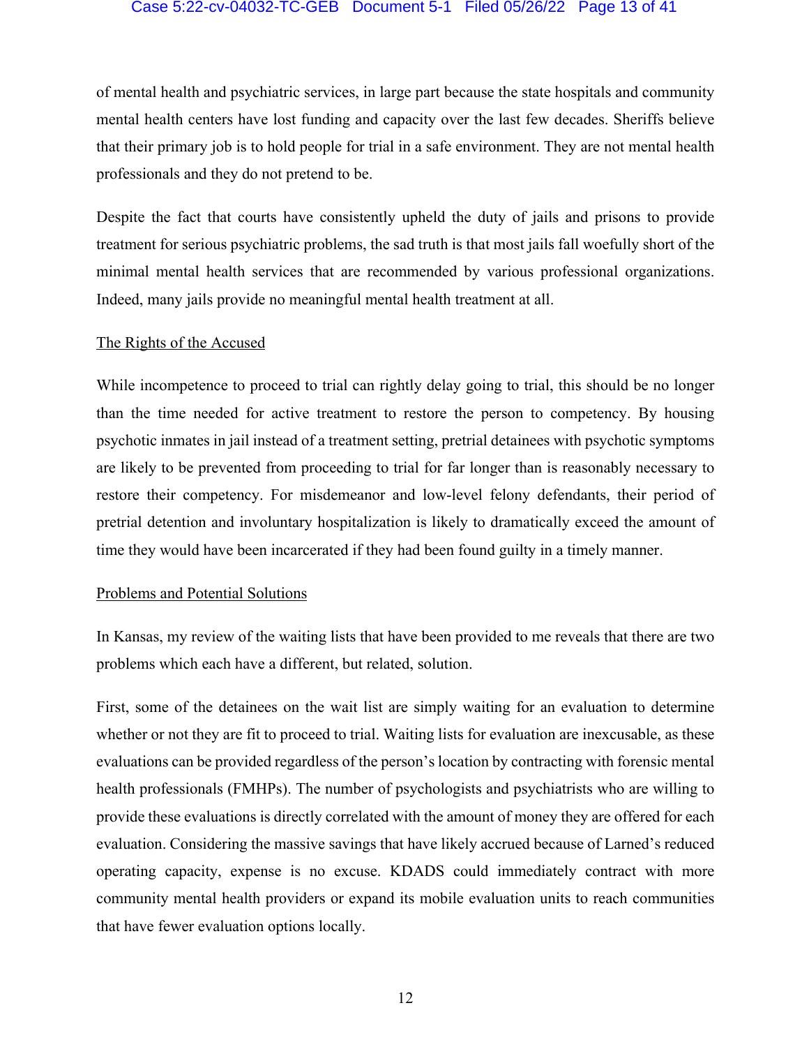of mental health and psychiatric services, in large part because the state hospitals and community mental health centers have lost funding and capacity over the last few decades. Sheriffs believe that their primary job is to hold people for trial in a safe environment. They are not mental health professionals and they do not pretend to be.

Despite the fact that courts have consistently upheld the duty of jails and prisons to provide treatment for serious psychiatric problems, the sad truth is that most jails fall woefully short of the minimal mental health services that are recommended by various professional organizations. Indeed, many jails provide no meaningful mental health treatment at all.

<u>The Rights of the Accused</u>

While incompetence to proceed to trial can rightly delay going to trial, this should be no longer than the time needed for active treatment to restore the person to competency. By housing psychotic inmates in jail instead of a treatment setting, pretrial detainees with psychotic symptoms are likely to be prevented from proceeding to trial for far longer than is reasonably necessary to restore their competency. For misdemeanor and low-level felony defendants, their period of pretrial detention and involuntary hospitalization is likely to dramatically exceed the amount of time they would have been incarcerated if they had been found guilty in a timely manner.

<u>Problems and Potential Solutions</u>

In Kansas, my review of the waiting lists that have been provided to me reveals that there are two problems which each have a different, but related, solution.

First, some of the detainees on the wait list are simply waiting for an evaluation to determine whether or not they are fit to proceed to trial. Waiting lists for evaluation are inexcusable, as these evaluations can be provided regardless of the person's location by contracting with forensic mental health professionals (FMHPs). The number of psychologists and psychiatrists who are willing to provide these evaluations is directly correlated with the amount of money they are offered for each evaluation. Considering the massive savings that have likely accrued because of Larned's reduced operating capacity, expense is no excuse. KDADS could immediately contract with more community mental health providers or expand its mobile evaluation units to reach communities that have fewer evaluation options locally.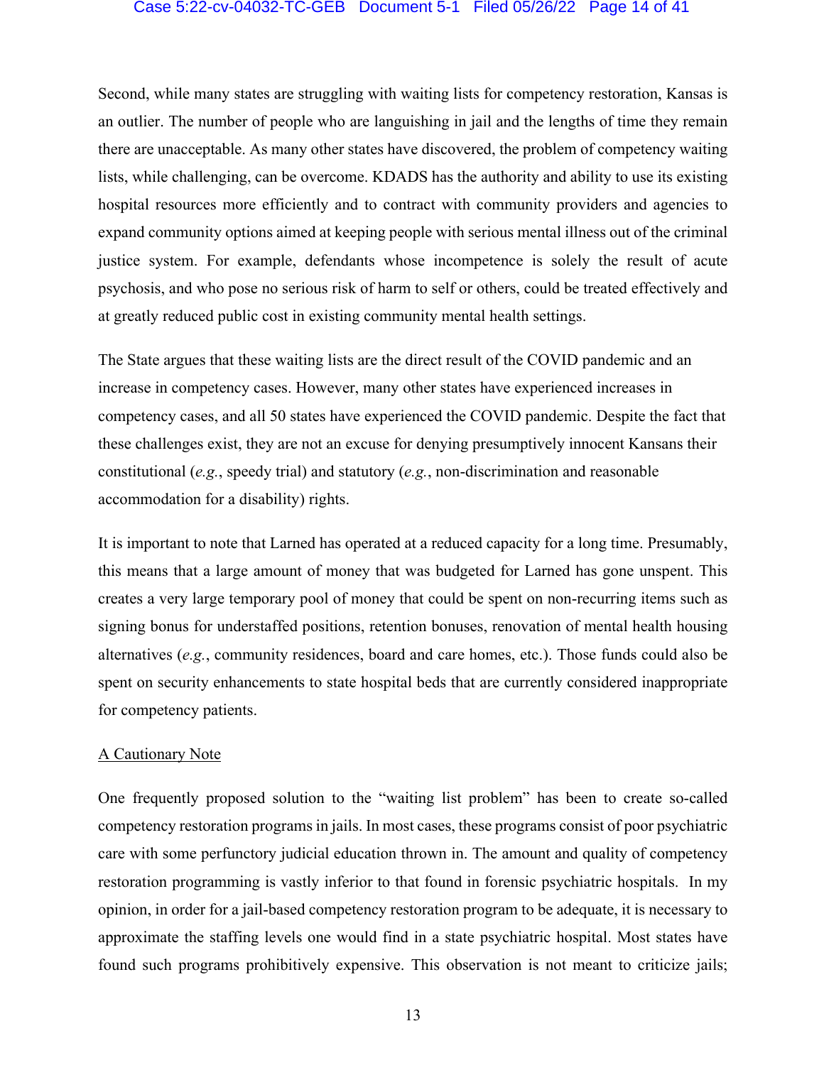Second, while many states are struggling with waiting lists for competency restoration, Kansas is an outlier. The number of people who are languishing in jail and the lengths of time they remain there are unacceptable. As many other states have discovered, the problem of competency waiting lists, while challenging, can be overcome. KDADS has the authority and ability to use its existing hospital resources more efficiently and to contract with community providers and agencies to expand community options aimed at keeping people with serious mental illness out of the criminal justice system. For example, defendants whose incompetence is solely the result of acute psychosis, and who pose no serious risk of harm to self or others, could be treated effectively and at greatly reduced public cost in existing community mental health settings.

The State argues that these waiting lists are the direct result of the COVID pandemic and an increase in competency cases. However, many other states have experienced increases in competency cases, and all 50 states have experienced the COVID pandemic. Despite the fact that these challenges exist, they are not an excuse for denying presumptively innocent Kansans their constitutional (*e.g.*, speedy trial) and statutory (*e.g.*, non-discrimination and reasonable accommodation for a disability) rights.

It is important to note that Larned has operated at a reduced capacity for a long time. Presumably, this means that a large amount of money that was budgeted for Larned has gone unspent. This creates a very large temporary pool of money that could be spent on non-recurring items such as signing bonus for understaffed positions, retention bonuses, renovation of mental health housing alternatives (*e.g.*, community residences, board and care homes, etc.). Those funds could also be spent on security enhancements to state hospital beds that are currently considered inappropriate for competency patients.

<u>A Cautionary Note</u>

One frequently proposed solution to the "waiting list problem" has been to create so-called competency restoration programs in jails. In most cases, these programs consist of poor psychiatric care with some perfunctory judicial education thrown in. The amount and quality of competency restoration programming is vastly inferior to that found in forensic psychiatric hospitals. In my opinion, in order for a jail-based competency restoration program to be adequate, it is necessary to approximate the staffing levels one would find in a state psychiatric hospital. Most states have found such programs prohibitively expensive. This observation is not meant to criticize jails;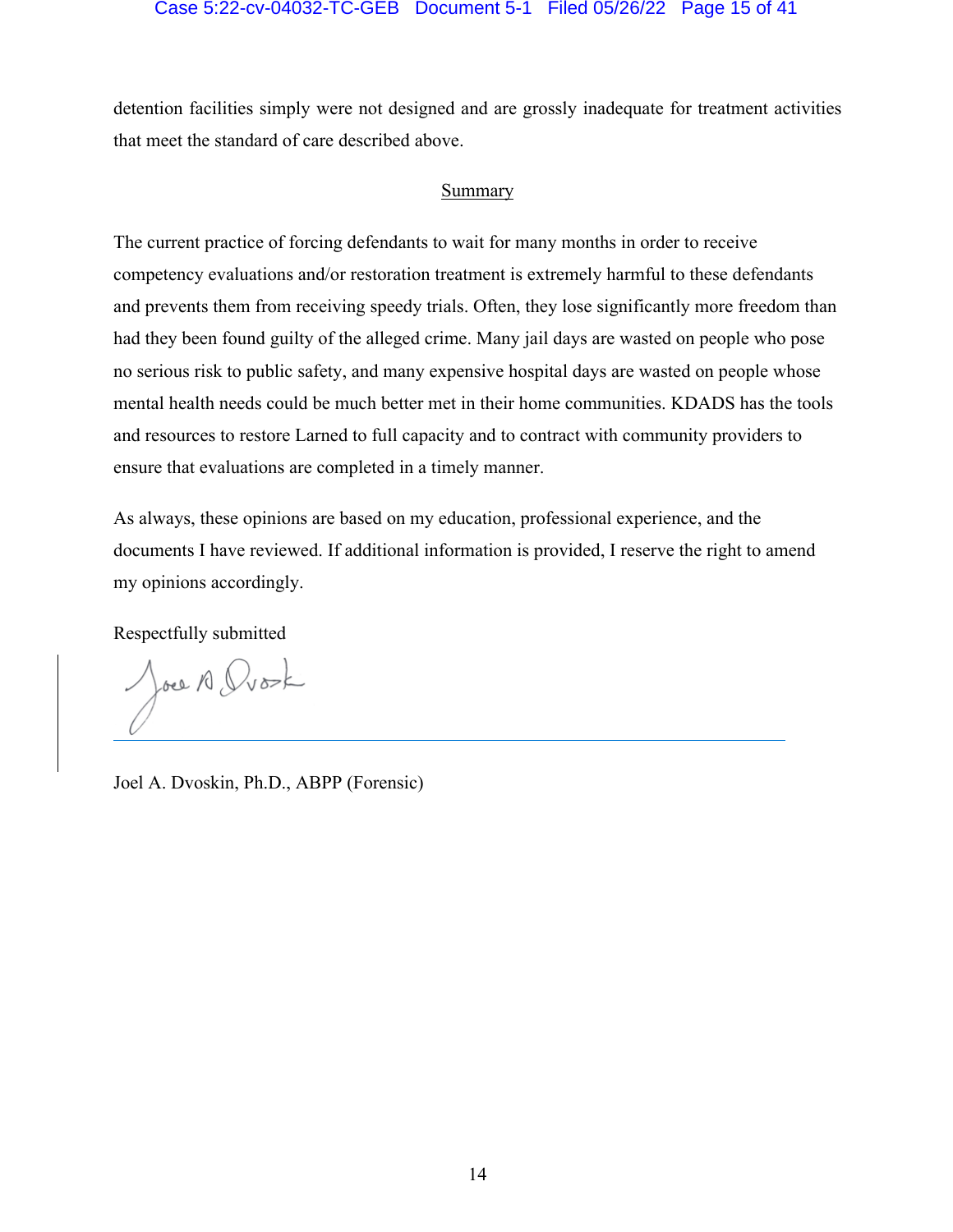detention facilities simply were not designed and are grossly inadequate for treatment activities that meet the standard of care described above.

## Summary

The current practice of forcing defendants to wait for many months in order to receive competency evaluations and/or restoration treatment is extremely harmful to these defendants and prevents them from receiving speedy trials. Often, they lose significantly more freedom than had they been found guilty of the alleged crime. Many jail days are wasted on people who pose no serious risk to public safety, and many expensive hospital days are wasted on people whose mental health needs could be much better met in their home communities. KDADS has the tools and resources to restore Larned to full capacity and to contract with community providers to ensure that evaluations are completed in a timely manner.

As always, these opinions are based on my education, professional experience, and the documents I have reviewed. If additional information is provided, I reserve the right to amend my opinions accordingly.

Respectfully submitted

Joel A. Dvoskin, Ph.D., ABPP (Forensic)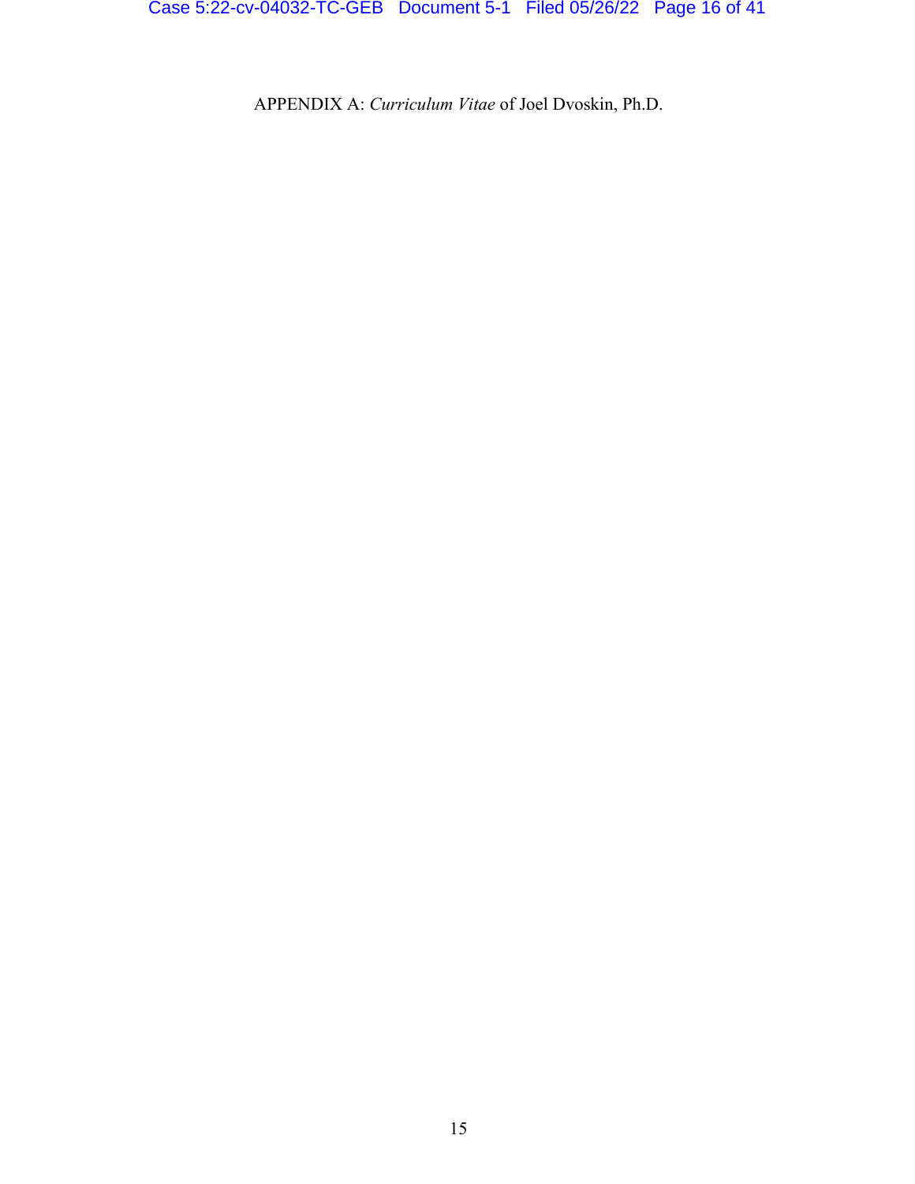APPENDIX A: *Curriculum Vitae* of Joel Dvoskin, Ph.D.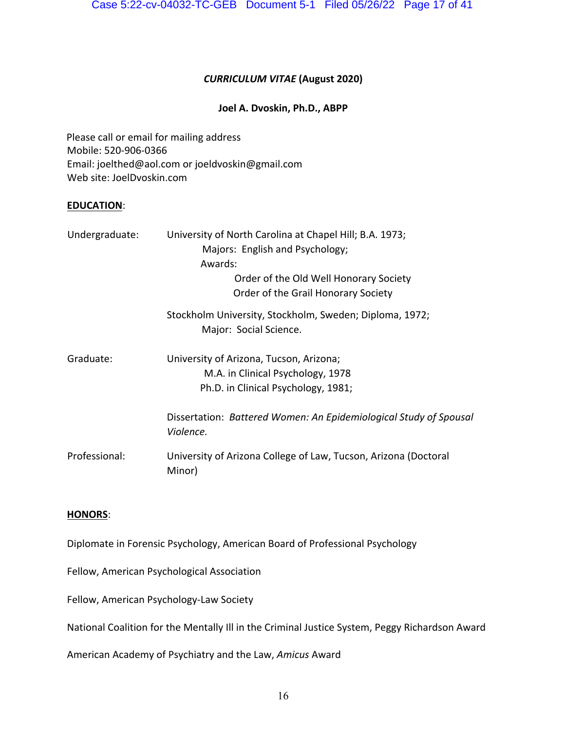***CURRICULUM VITAE* (August 2020)**

**Joel A. Dvoskin, Ph.D., ABPP**

Please call or email for mailing address
Mobile: 520-906-0366
Email: joelthed@aol.com or joeldvoskin@gmail.com
Web site: JoelDvoskin.com

**EDUCATION**:

Undergraduate: University of North Carolina at Chapel Hill; B.A. 1973;
Majors: English and Psychology;
Awards:
Order of the Old Well Honorary Society
Order of the Grail Honorary Society

Stockholm University, Stockholm, Sweden; Diploma, 1972;
Major: Social Science.

Graduate: University of Arizona, Tucson, Arizona;
M.A. in Clinical Psychology, 1978
Ph.D. in Clinical Psychology, 1981;

Dissertation: *Battered Women: An Epidemiological Study of Spousal Violence.*

Professional: University of Arizona College of Law, Tucson, Arizona (Doctoral Minor)

**HONORS**:

Diplomate in Forensic Psychology, American Board of Professional Psychology

Fellow, American Psychological Association

Fellow, American Psychology-Law Society

National Coalition for the Mentally Ill in the Criminal Justice System, Peggy Richardson Award

American Academy of Psychiatry and the Law, *Amicus* Award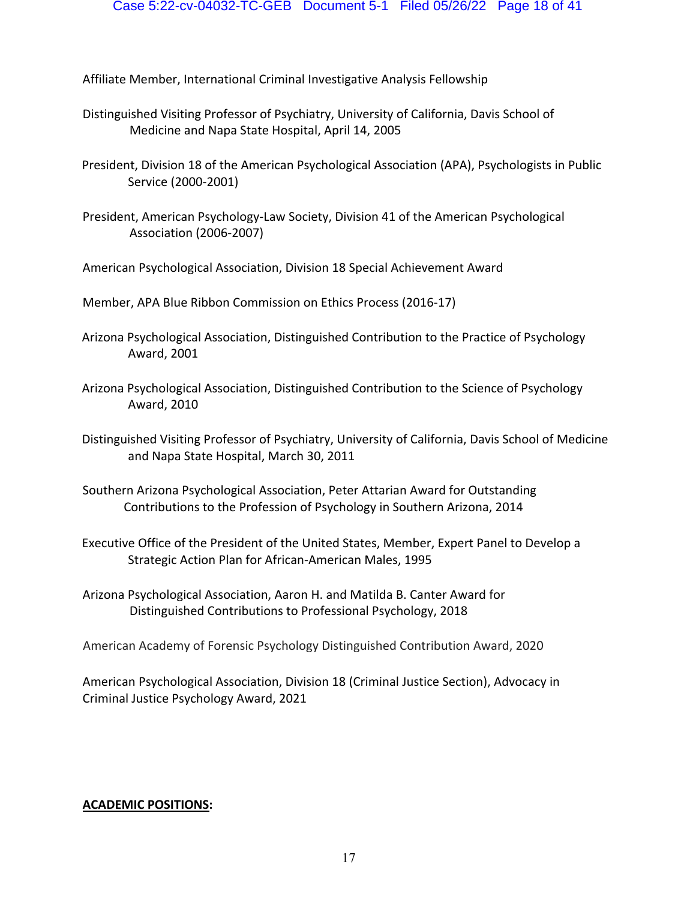Affiliate Member, International Criminal Investigative Analysis Fellowship

Distinguished Visiting Professor of Psychiatry, University of California, Davis School of Medicine and Napa State Hospital, April 14, 2005

President, Division 18 of the American Psychological Association (APA), Psychologists in Public Service (2000-2001)

President, American Psychology-Law Society, Division 41 of the American Psychological Association (2006-2007)

American Psychological Association, Division 18 Special Achievement Award

Member, APA Blue Ribbon Commission on Ethics Process (2016-17)

Arizona Psychological Association, Distinguished Contribution to the Practice of Psychology Award, 2001

Arizona Psychological Association, Distinguished Contribution to the Science of Psychology Award, 2010

Distinguished Visiting Professor of Psychiatry, University of California, Davis School of Medicine and Napa State Hospital, March 30, 2011

Southern Arizona Psychological Association, Peter Attarian Award for Outstanding Contributions to the Profession of Psychology in Southern Arizona, 2014

Executive Office of the President of the United States, Member, Expert Panel to Develop a Strategic Action Plan for African-American Males, 1995

Arizona Psychological Association, Aaron H. and Matilda B. Canter Award for Distinguished Contributions to Professional Psychology, 2018

American Academy of Forensic Psychology Distinguished Contribution Award, 2020

American Psychological Association, Division 18 (Criminal Justice Section), Advocacy in Criminal Justice Psychology Award, 2021

**ACADEMIC POSITIONS:**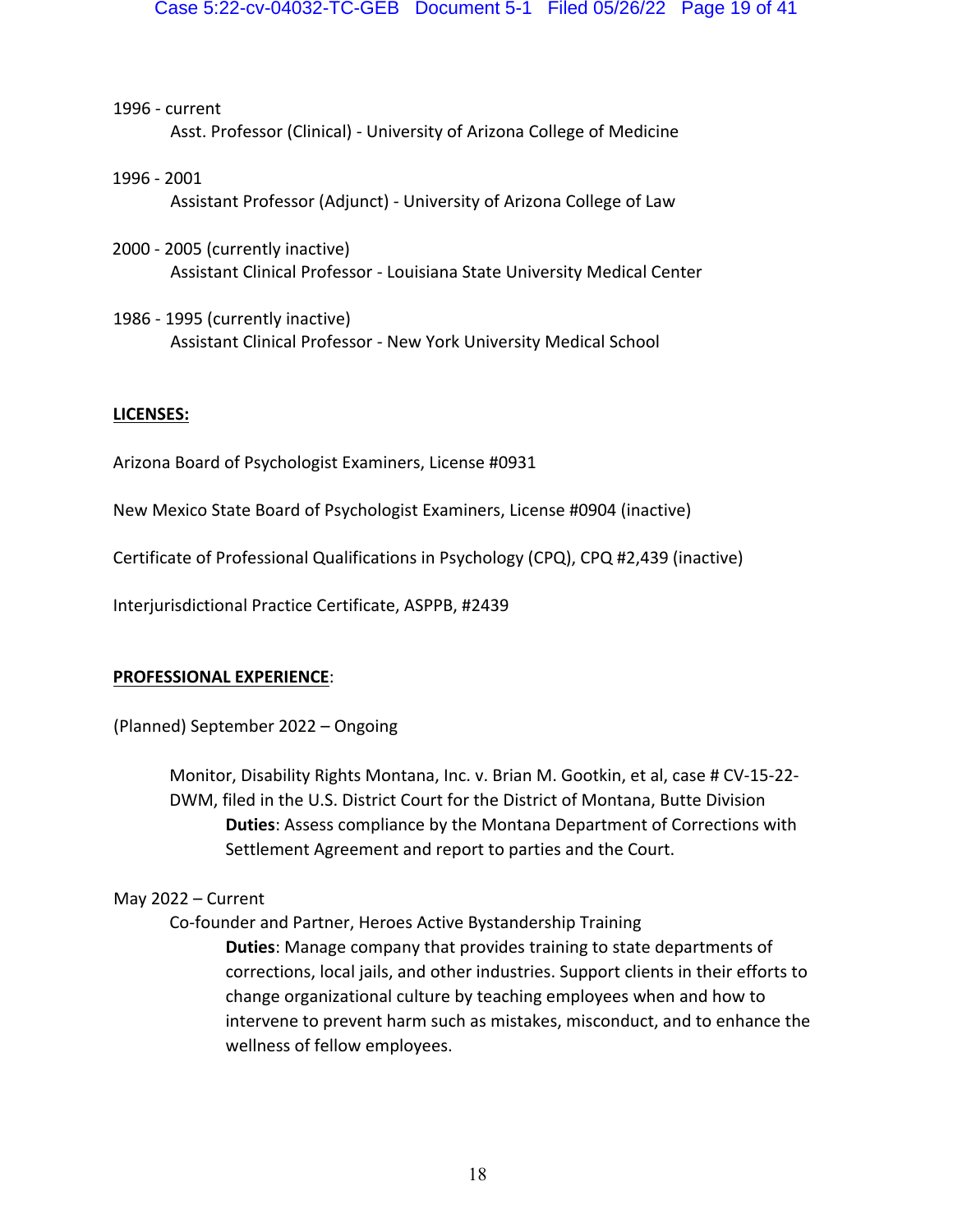1996 - current

Asst. Professor (Clinical) - University of Arizona College of Medicine

1996 - 2001

Assistant Professor (Adjunct) - University of Arizona College of Law

2000 - 2005 (currently inactive)

Assistant Clinical Professor - Louisiana State University Medical Center

1986 - 1995 (currently inactive)

Assistant Clinical Professor - New York University Medical School

**LICENSES:**

Arizona Board of Psychologist Examiners, License #0931

New Mexico State Board of Psychologist Examiners, License #0904 (inactive)

Certificate of Professional Qualifications in Psychology (CPQ), CPQ #2,439 (inactive)

Interjurisdictional Practice Certificate, ASPPB, #2439

**PROFESSIONAL EXPERIENCE**:

(Planned) September 2022 – Ongoing

Monitor, Disability Rights Montana, Inc. v. Brian M. Gootkin, et al, case # CV-15-22-DWM, filed in the U.S. District Court for the District of Montana, Butte Division

**Duties**: Assess compliance by the Montana Department of Corrections with Settlement Agreement and report to parties and the Court.

May 2022 – Current

Co-founder and Partner, Heroes Active Bystandership Training

**Duties**: Manage company that provides training to state departments of corrections, local jails, and other industries. Support clients in their efforts to change organizational culture by teaching employees when and how to intervene to prevent harm such as mistakes, misconduct, and to enhance the wellness of fellow employees.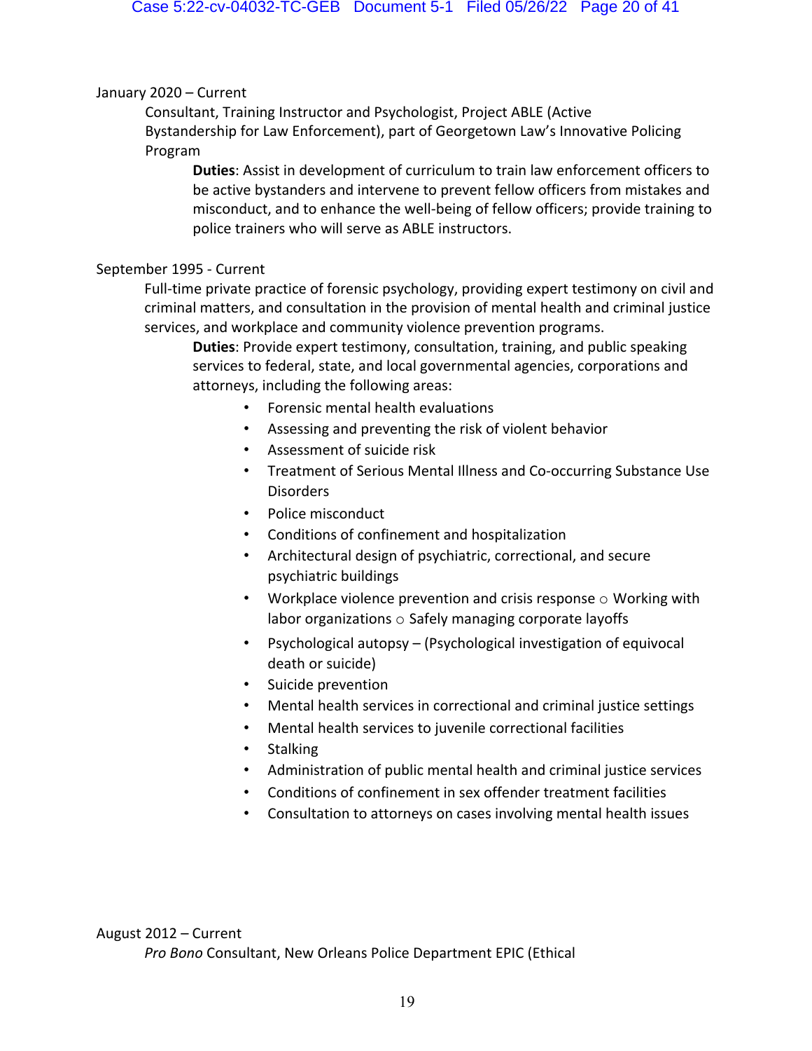January 2020 – Current

Consultant, Training Instructor and Psychologist, Project ABLE (Active Bystandership for Law Enforcement), part of Georgetown Law's Innovative Policing Program

**Duties**: Assist in development of curriculum to train law enforcement officers to be active bystanders and intervene to prevent fellow officers from mistakes and misconduct, and to enhance the well-being of fellow officers; provide training to police trainers who will serve as ABLE instructors.

September 1995 - Current

Full-time private practice of forensic psychology, providing expert testimony on civil and criminal matters, and consultation in the provision of mental health and criminal justice services, and workplace and community violence prevention programs.

**Duties**: Provide expert testimony, consultation, training, and public speaking services to federal, state, and local governmental agencies, corporations and attorneys, including the following areas:

- Forensic mental health evaluations
- Assessing and preventing the risk of violent behavior
- Assessment of suicide risk
- Treatment of Serious Mental Illness and Co-occurring Substance Use Disorders
- Police misconduct
- Conditions of confinement and hospitalization
- Architectural design of psychiatric, correctional, and secure psychiatric buildings
- Workplace violence prevention and crisis response ○ Working with labor organizations ○ Safely managing corporate layoffs
- Psychological autopsy – (Psychological investigation of equivocal death or suicide)
- Suicide prevention
- Mental health services in correctional and criminal justice settings
- Mental health services to juvenile correctional facilities
- Stalking
- Administration of public mental health and criminal justice services
- Conditions of confinement in sex offender treatment facilities
- Consultation to attorneys on cases involving mental health issues

August 2012 – Current

*Pro Bono* Consultant, New Orleans Police Department EPIC (Ethical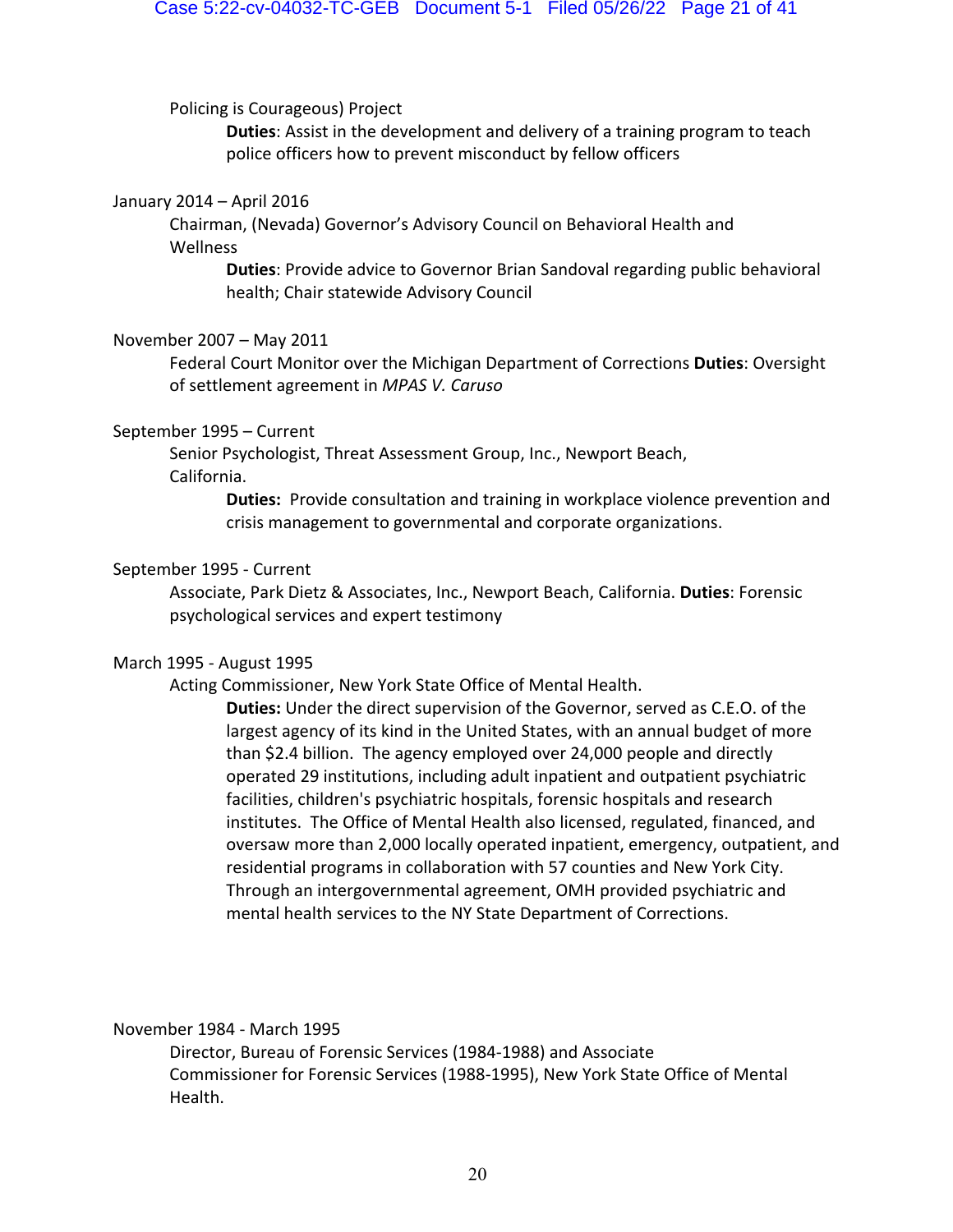Policing is Courageous) Project

**Duties**: Assist in the development and delivery of a training program to teach police officers how to prevent misconduct by fellow officers

January 2014 – April 2016

Chairman, (Nevada) Governor's Advisory Council on Behavioral Health and Wellness

**Duties**: Provide advice to Governor Brian Sandoval regarding public behavioral health; Chair statewide Advisory Council

November 2007 – May 2011

Federal Court Monitor over the Michigan Department of Corrections **Duties**: Oversight of settlement agreement in *MPAS V. Caruso*

September 1995 – Current

Senior Psychologist, Threat Assessment Group, Inc., Newport Beach, California.

**Duties:** Provide consultation and training in workplace violence prevention and crisis management to governmental and corporate organizations.

September 1995 - Current

Associate, Park Dietz & Associates, Inc., Newport Beach, California. **Duties**: Forensic psychological services and expert testimony

March 1995 - August 1995

Acting Commissioner, New York State Office of Mental Health.

**Duties:** Under the direct supervision of the Governor, served as C.E.O. of the largest agency of its kind in the United States, with an annual budget of more than $2.4 billion. The agency employed over 24,000 people and directly operated 29 institutions, including adult inpatient and outpatient psychiatric facilities, children's psychiatric hospitals, forensic hospitals and research institutes. The Office of Mental Health also licensed, regulated, financed, and oversaw more than 2,000 locally operated inpatient, emergency, outpatient, and residential programs in collaboration with 57 counties and New York City. Through an intergovernmental agreement, OMH provided psychiatric and mental health services to the NY State Department of Corrections.

November 1984 - March 1995

Director, Bureau of Forensic Services (1984-1988) and Associate Commissioner for Forensic Services (1988-1995), New York State Office of Mental Health.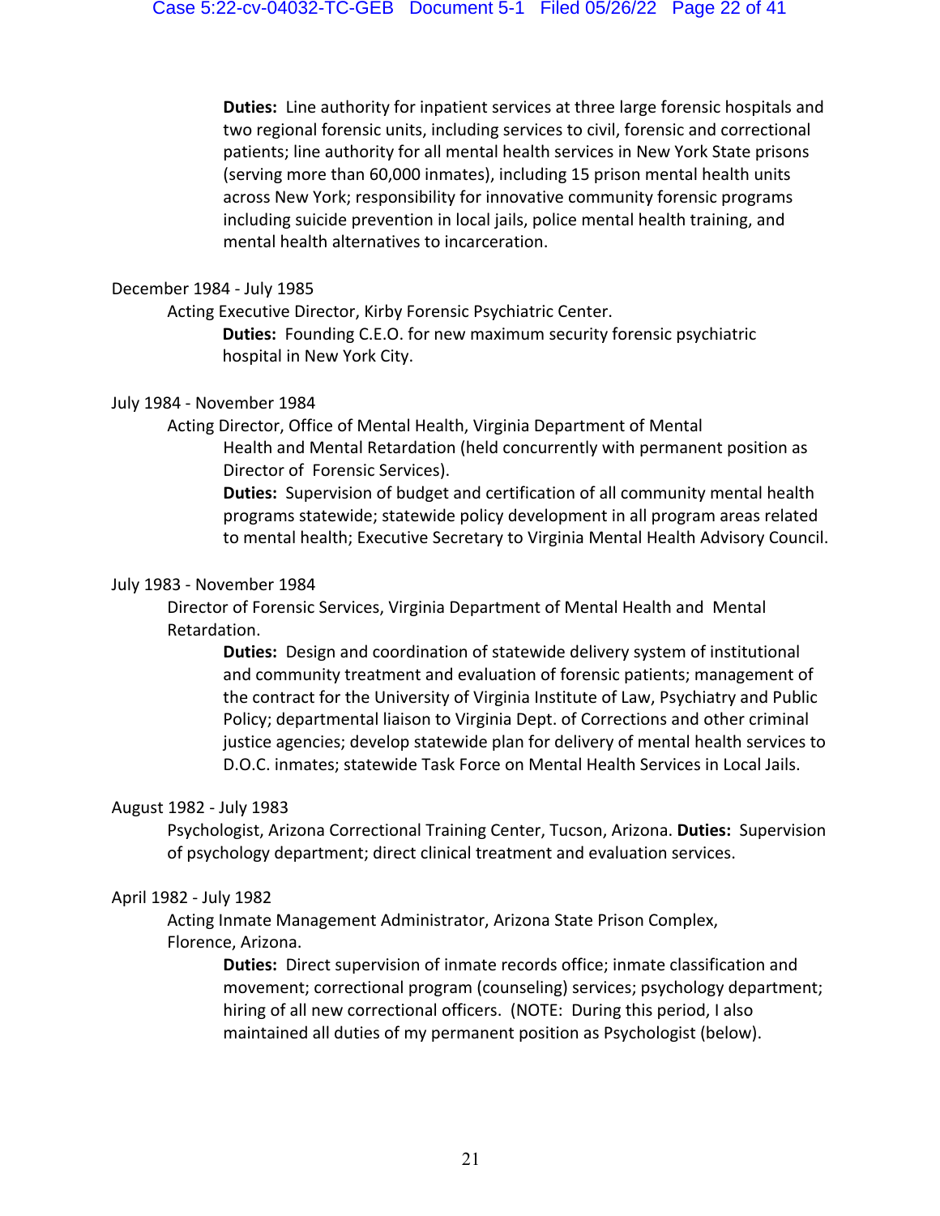**Duties:** Line authority for inpatient services at three large forensic hospitals and two regional forensic units, including services to civil, forensic and correctional patients; line authority for all mental health services in New York State prisons (serving more than 60,000 inmates), including 15 prison mental health units across New York; responsibility for innovative community forensic programs including suicide prevention in local jails, police mental health training, and mental health alternatives to incarceration.

December 1984 - July 1985

Acting Executive Director, Kirby Forensic Psychiatric Center.

**Duties:** Founding C.E.O. for new maximum security forensic psychiatric hospital in New York City.

July 1984 - November 1984

Acting Director, Office of Mental Health, Virginia Department of Mental Health and Mental Retardation (held concurrently with permanent position as Director of Forensic Services).

**Duties:** Supervision of budget and certification of all community mental health programs statewide; statewide policy development in all program areas related to mental health; Executive Secretary to Virginia Mental Health Advisory Council.

July 1983 - November 1984

Director of Forensic Services, Virginia Department of Mental Health and Mental Retardation.

**Duties:** Design and coordination of statewide delivery system of institutional and community treatment and evaluation of forensic patients; management of the contract for the University of Virginia Institute of Law, Psychiatry and Public Policy; departmental liaison to Virginia Dept. of Corrections and other criminal justice agencies; develop statewide plan for delivery of mental health services to D.O.C. inmates; statewide Task Force on Mental Health Services in Local Jails.

August 1982 - July 1983

Psychologist, Arizona Correctional Training Center, Tucson, Arizona. **Duties:** Supervision of psychology department; direct clinical treatment and evaluation services.

April 1982 - July 1982

Acting Inmate Management Administrator, Arizona State Prison Complex, Florence, Arizona.

**Duties:** Direct supervision of inmate records office; inmate classification and movement; correctional program (counseling) services; psychology department; hiring of all new correctional officers. (NOTE: During this period, I also maintained all duties of my permanent position as Psychologist (below).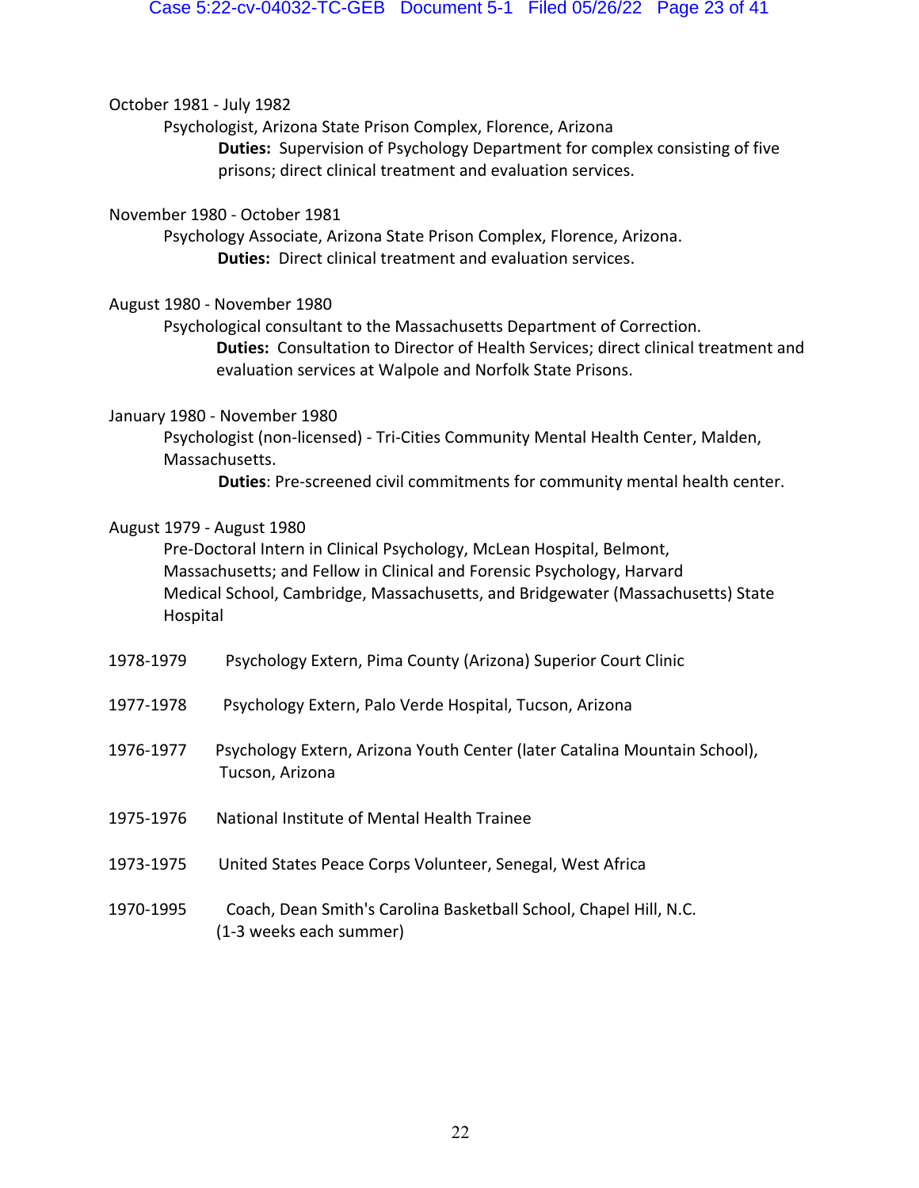October 1981 - July 1982

Psychologist, Arizona State Prison Complex, Florence, Arizona

**Duties:** Supervision of Psychology Department for complex consisting of five prisons; direct clinical treatment and evaluation services.

November 1980 - October 1981

Psychology Associate, Arizona State Prison Complex, Florence, Arizona.

**Duties:** Direct clinical treatment and evaluation services.

August 1980 - November 1980

Psychological consultant to the Massachusetts Department of Correction.

**Duties:** Consultation to Director of Health Services; direct clinical treatment and evaluation services at Walpole and Norfolk State Prisons.

January 1980 - November 1980

Psychologist (non-licensed) - Tri-Cities Community Mental Health Center, Malden, Massachusetts.

**Duties**: Pre-screened civil commitments for community mental health center.

August 1979 - August 1980

Pre-Doctoral Intern in Clinical Psychology, McLean Hospital, Belmont, Massachusetts; and Fellow in Clinical and Forensic Psychology, Harvard Medical School, Cambridge, Massachusetts, and Bridgewater (Massachusetts) State Hospital

1978-1979 Psychology Extern, Pima County (Arizona) Superior Court Clinic

1977-1978 Psychology Extern, Palo Verde Hospital, Tucson, Arizona

1976-1977 Psychology Extern, Arizona Youth Center (later Catalina Mountain School), Tucson, Arizona

1975-1976 National Institute of Mental Health Trainee

1973-1975 United States Peace Corps Volunteer, Senegal, West Africa

1970-1995 Coach, Dean Smith's Carolina Basketball School, Chapel Hill, N.C. (1-3 weeks each summer)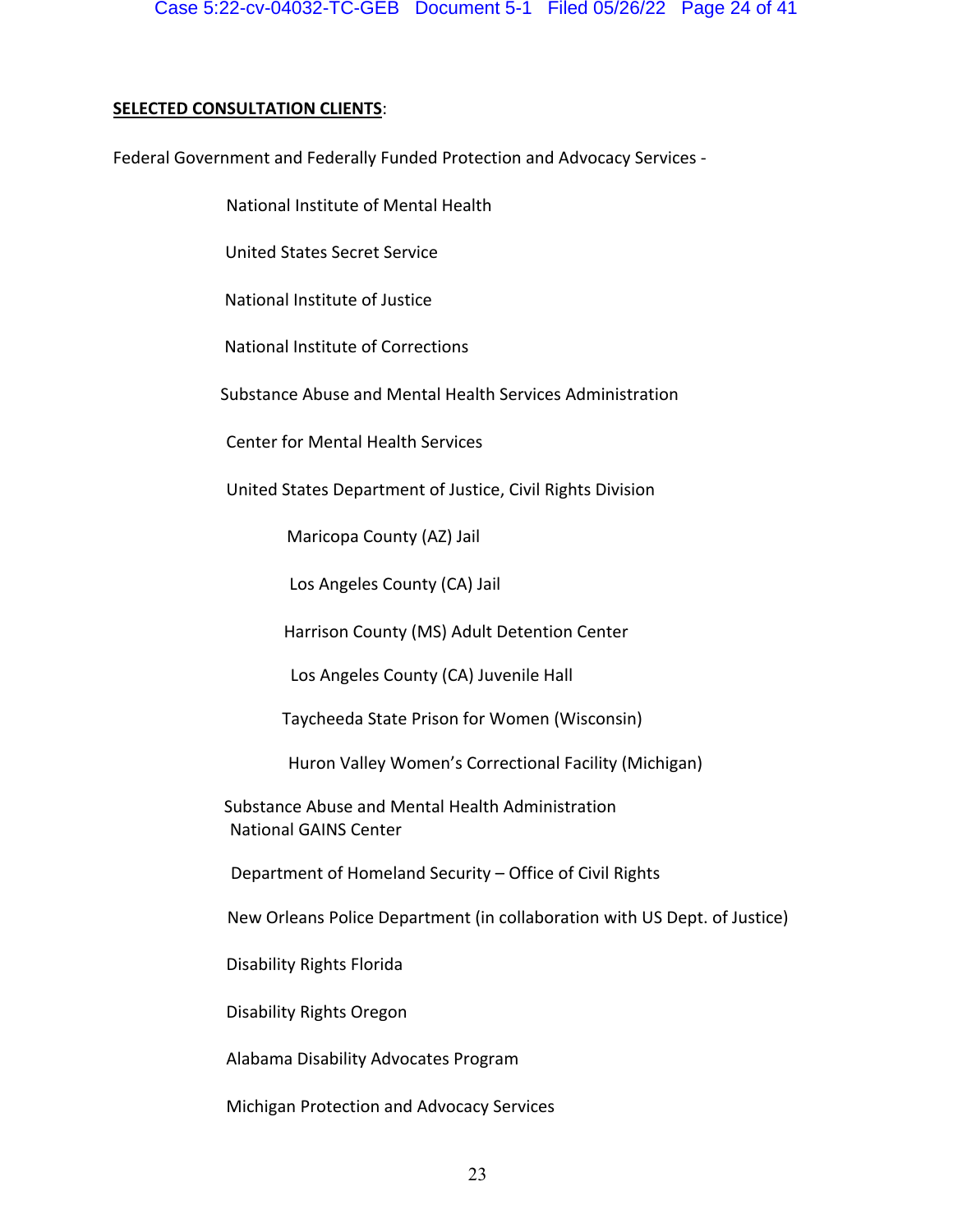**SELECTED CONSULTATION CLIENTS**:

Federal Government and Federally Funded Protection and Advocacy Services -

- National Institute of Mental Health
- United States Secret Service
- National Institute of Justice
- National Institute of Corrections
- Substance Abuse and Mental Health Services Administration
- Center for Mental Health Services
- United States Department of Justice, Civil Rights Division
  - Maricopa County (AZ) Jail
  - Los Angeles County (CA) Jail
  - Harrison County (MS) Adult Detention Center
  - Los Angeles County (CA) Juvenile Hall
  - Taycheeda State Prison for Women (Wisconsin)
  - Huron Valley Women's Correctional Facility (Michigan)
- Substance Abuse and Mental Health Administration
  National GAINS Center
- Department of Homeland Security – Office of Civil Rights
- New Orleans Police Department (in collaboration with US Dept. of Justice)
- Disability Rights Florida
- Disability Rights Oregon
- Alabama Disability Advocates Program
- Michigan Protection and Advocacy Services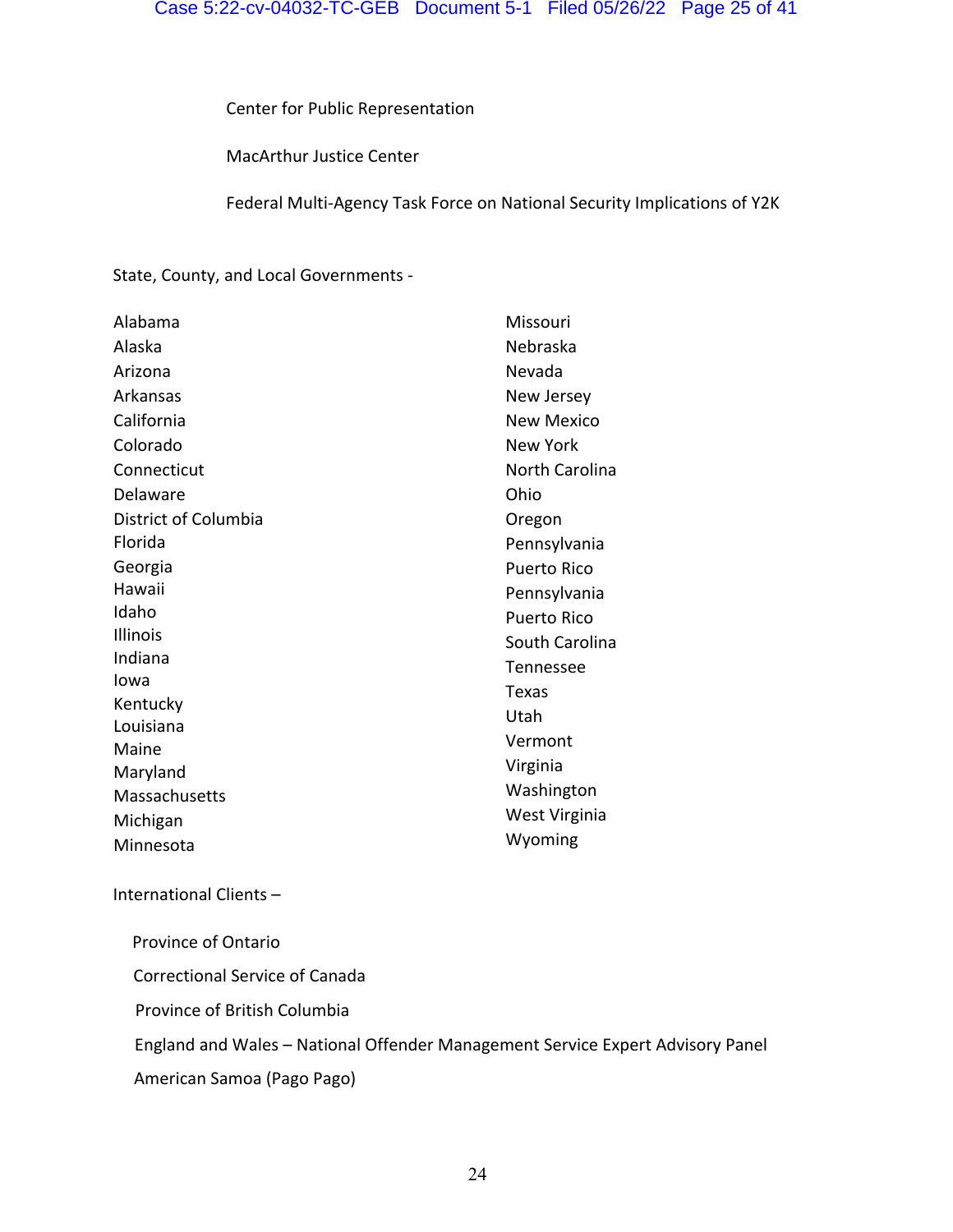Center for Public Representation

MacArthur Justice Center

Federal Multi-Agency Task Force on National Security Implications of Y2K

State, County, and Local Governments -

Alabama
Alaska
Arizona
Arkansas
California
Colorado
Connecticut
Delaware
District of Columbia
Florida
Georgia
Hawaii
Idaho
Illinois
Indiana
Iowa
Kentucky
Louisiana
Maine
Maryland
Massachusetts
Michigan
Minnesota
Missouri
Nebraska
Nevada
New Jersey
New Mexico
New York
North Carolina
Ohio
Oregon
Pennsylvania
Puerto Rico
Pennsylvania
Puerto Rico
South Carolina
Tennessee
Texas
Utah
Vermont
Virginia
Washington
West Virginia
Wyoming

International Clients –

Province of Ontario

Correctional Service of Canada

Province of British Columbia

England and Wales – National Offender Management Service Expert Advisory Panel

American Samoa (Pago Pago)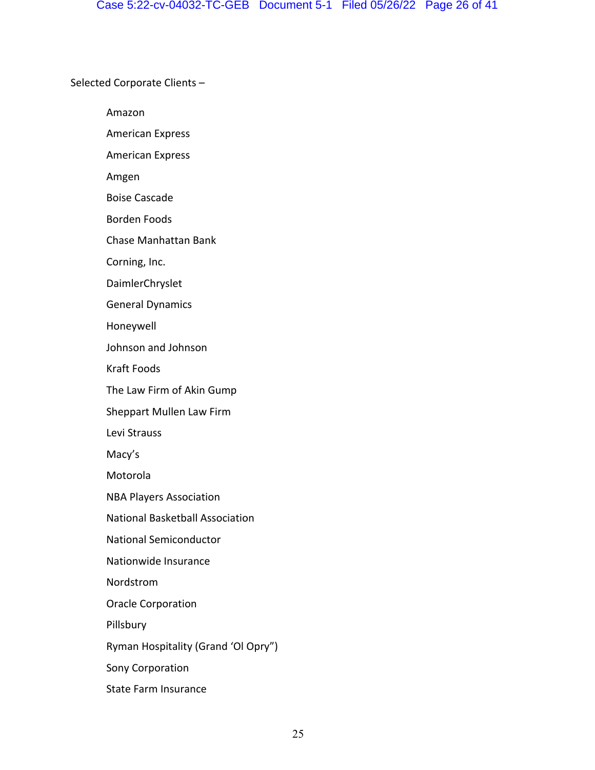Selected Corporate Clients –

- Amazon
- American Express
- American Express
- Amgen
- Boise Cascade
- Borden Foods
- Chase Manhattan Bank
- Corning, Inc.
- DaimlerChryslet
- General Dynamics
- Honeywell
- Johnson and Johnson
- Kraft Foods
- The Law Firm of Akin Gump
- Sheppart Mullen Law Firm
- Levi Strauss
- Macy's
- Motorola
- NBA Players Association
- National Basketball Association
- National Semiconductor
- Nationwide Insurance
- Nordstrom
- Oracle Corporation
- Pillsbury
- Ryman Hospitality (Grand 'Ol Opry")
- Sony Corporation
- State Farm Insurance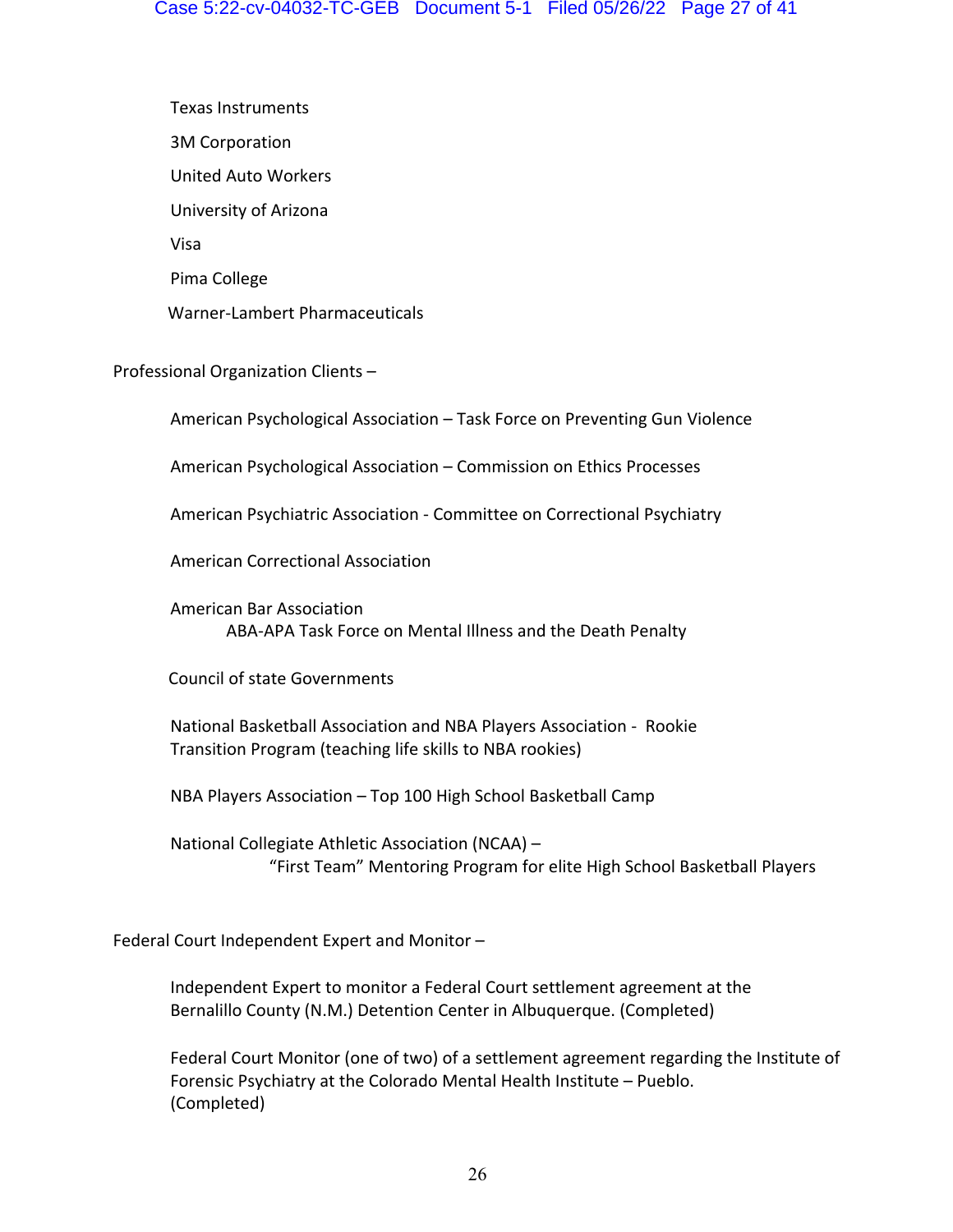Texas Instruments

3M Corporation

United Auto Workers

University of Arizona

Visa

Pima College

Warner-Lambert Pharmaceuticals

Professional Organization Clients –

American Psychological Association – Task Force on Preventing Gun Violence

American Psychological Association – Commission on Ethics Processes

American Psychiatric Association - Committee on Correctional Psychiatry

American Correctional Association

American Bar Association
ABA-APA Task Force on Mental Illness and the Death Penalty

Council of state Governments

National Basketball Association and NBA Players Association - Rookie Transition Program (teaching life skills to NBA rookies)

NBA Players Association – Top 100 High School Basketball Camp

National Collegiate Athletic Association (NCAA) –
"First Team" Mentoring Program for elite High School Basketball Players

Federal Court Independent Expert and Monitor –

Independent Expert to monitor a Federal Court settlement agreement at the Bernalillo County (N.M.) Detention Center in Albuquerque. (Completed)

Federal Court Monitor (one of two) of a settlement agreement regarding the Institute of Forensic Psychiatry at the Colorado Mental Health Institute – Pueblo. (Completed)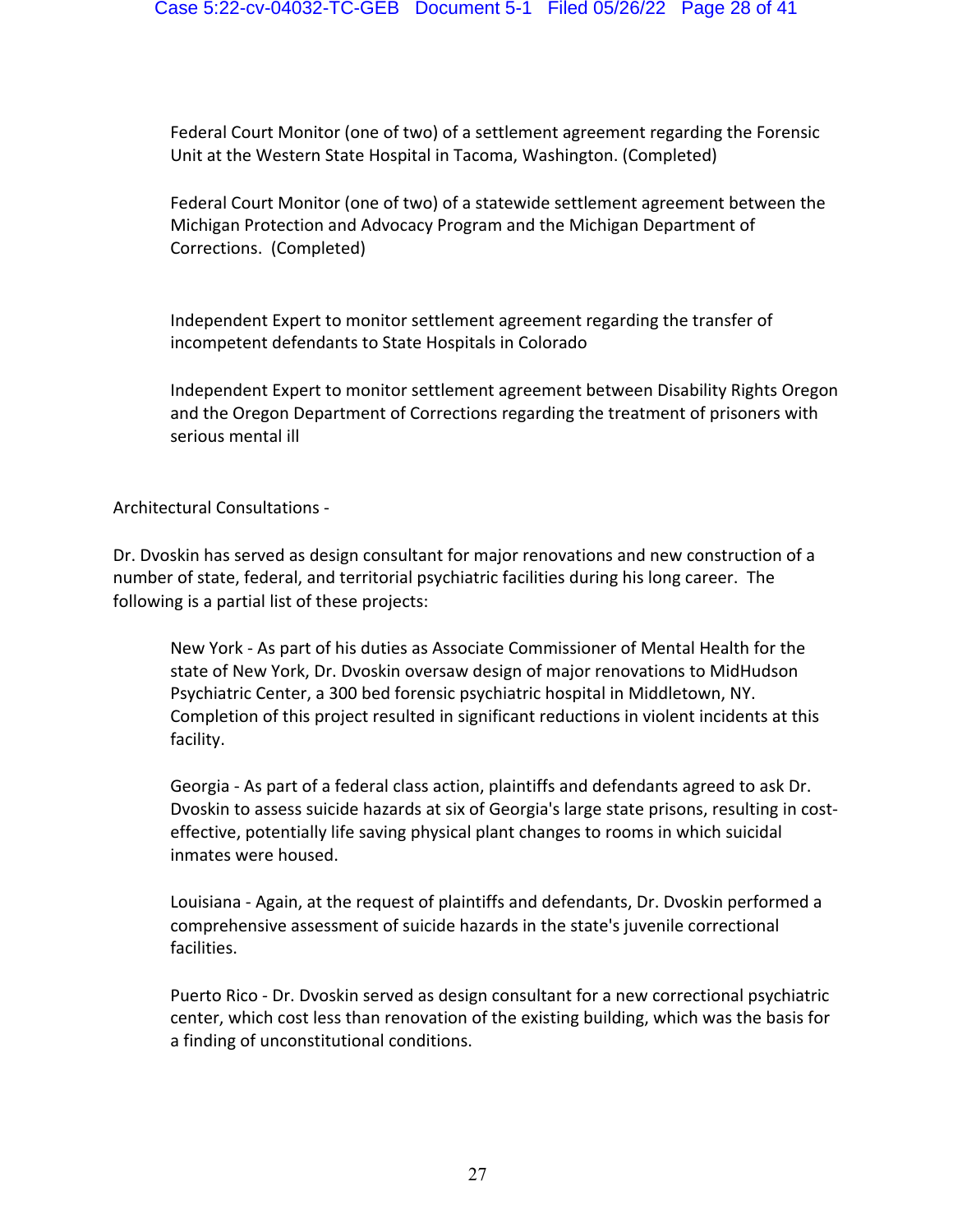Federal Court Monitor (one of two) of a settlement agreement regarding the Forensic Unit at the Western State Hospital in Tacoma, Washington. (Completed)

Federal Court Monitor (one of two) of a statewide settlement agreement between the Michigan Protection and Advocacy Program and the Michigan Department of Corrections. (Completed)

Independent Expert to monitor settlement agreement regarding the transfer of incompetent defendants to State Hospitals in Colorado

Independent Expert to monitor settlement agreement between Disability Rights Oregon and the Oregon Department of Corrections regarding the treatment of prisoners with serious mental ill

Architectural Consultations -

Dr. Dvoskin has served as design consultant for major renovations and new construction of a number of state, federal, and territorial psychiatric facilities during his long career. The following is a partial list of these projects:

New York - As part of his duties as Associate Commissioner of Mental Health for the state of New York, Dr. Dvoskin oversaw design of major renovations to MidHudson Psychiatric Center, a 300 bed forensic psychiatric hospital in Middletown, NY. Completion of this project resulted in significant reductions in violent incidents at this facility.

Georgia - As part of a federal class action, plaintiffs and defendants agreed to ask Dr. Dvoskin to assess suicide hazards at six of Georgia's large state prisons, resulting in cost-effective, potentially life saving physical plant changes to rooms in which suicidal inmates were housed.

Louisiana - Again, at the request of plaintiffs and defendants, Dr. Dvoskin performed a comprehensive assessment of suicide hazards in the state's juvenile correctional facilities.

Puerto Rico - Dr. Dvoskin served as design consultant for a new correctional psychiatric center, which cost less than renovation of the existing building, which was the basis for a finding of unconstitutional conditions.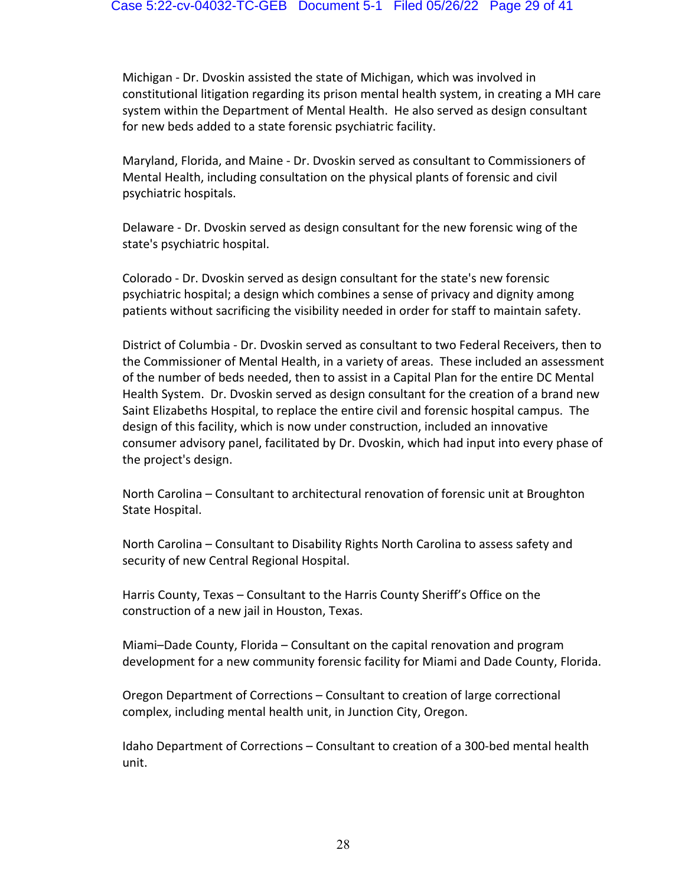Michigan - Dr. Dvoskin assisted the state of Michigan, which was involved in constitutional litigation regarding its prison mental health system, in creating a MH care system within the Department of Mental Health. He also served as design consultant for new beds added to a state forensic psychiatric facility.

Maryland, Florida, and Maine - Dr. Dvoskin served as consultant to Commissioners of Mental Health, including consultation on the physical plants of forensic and civil psychiatric hospitals.

Delaware - Dr. Dvoskin served as design consultant for the new forensic wing of the state's psychiatric hospital.

Colorado - Dr. Dvoskin served as design consultant for the state's new forensic psychiatric hospital; a design which combines a sense of privacy and dignity among patients without sacrificing the visibility needed in order for staff to maintain safety.

District of Columbia - Dr. Dvoskin served as consultant to two Federal Receivers, then to the Commissioner of Mental Health, in a variety of areas. These included an assessment of the number of beds needed, then to assist in a Capital Plan for the entire DC Mental Health System. Dr. Dvoskin served as design consultant for the creation of a brand new Saint Elizabeths Hospital, to replace the entire civil and forensic hospital campus. The design of this facility, which is now under construction, included an innovative consumer advisory panel, facilitated by Dr. Dvoskin, which had input into every phase of the project's design.

North Carolina – Consultant to architectural renovation of forensic unit at Broughton State Hospital.

North Carolina – Consultant to Disability Rights North Carolina to assess safety and security of new Central Regional Hospital.

Harris County, Texas – Consultant to the Harris County Sheriff's Office on the construction of a new jail in Houston, Texas.

Miami–Dade County, Florida – Consultant on the capital renovation and program development for a new community forensic facility for Miami and Dade County, Florida.

Oregon Department of Corrections – Consultant to creation of large correctional complex, including mental health unit, in Junction City, Oregon.

Idaho Department of Corrections – Consultant to creation of a 300-bed mental health unit.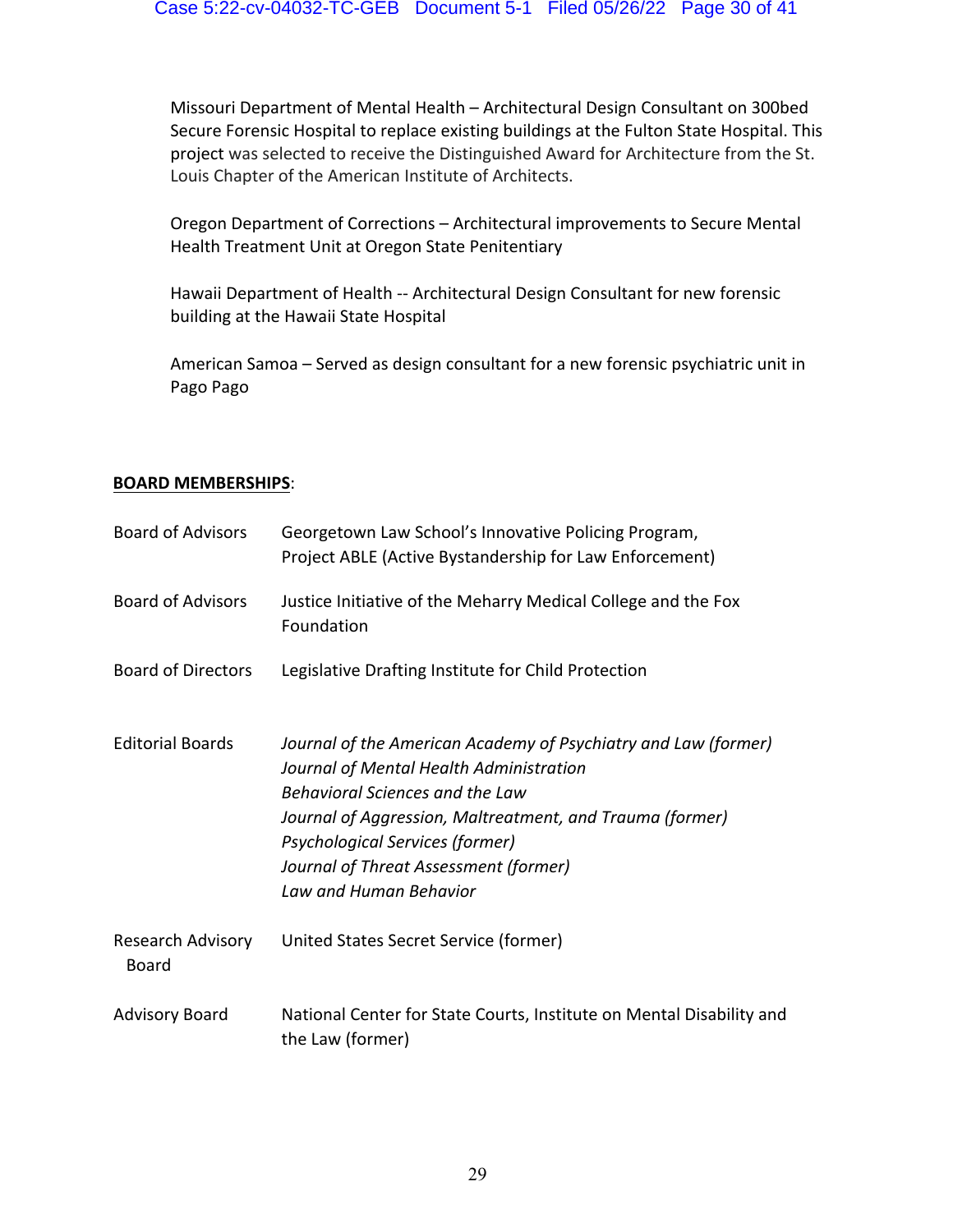Missouri Department of Mental Health – Architectural Design Consultant on 300bed Secure Forensic Hospital to replace existing buildings at the Fulton State Hospital. This project was selected to receive the Distinguished Award for Architecture from the St. Louis Chapter of the American Institute of Architects.

Oregon Department of Corrections – Architectural improvements to Secure Mental Health Treatment Unit at Oregon State Penitentiary

Hawaii Department of Health -- Architectural Design Consultant for new forensic building at the Hawaii State Hospital

American Samoa – Served as design consultant for a new forensic psychiatric unit in Pago Pago

**BOARD MEMBERSHIPS**:

| | |
|---|---|
| Board of Advisors | Georgetown Law School's Innovative Policing Program, Project ABLE (Active Bystandership for Law Enforcement) |
| Board of Advisors | Justice Initiative of the Meharry Medical College and the Fox Foundation |
| Board of Directors | Legislative Drafting Institute for Child Protection |
| Editorial Boards | *Journal of the American Academy of Psychiatry and Law (former)*<br>*Journal of Mental Health Administration*<br>*Behavioral Sciences and the Law*<br>*Journal of Aggression, Maltreatment, and Trauma (former)*<br>*Psychological Services (former)*<br>*Journal of Threat Assessment (former)*<br>*Law and Human Behavior* |
| Research Advisory Board | United States Secret Service (former) |
| Advisory Board | National Center for State Courts, Institute on Mental Disability and the Law (former) |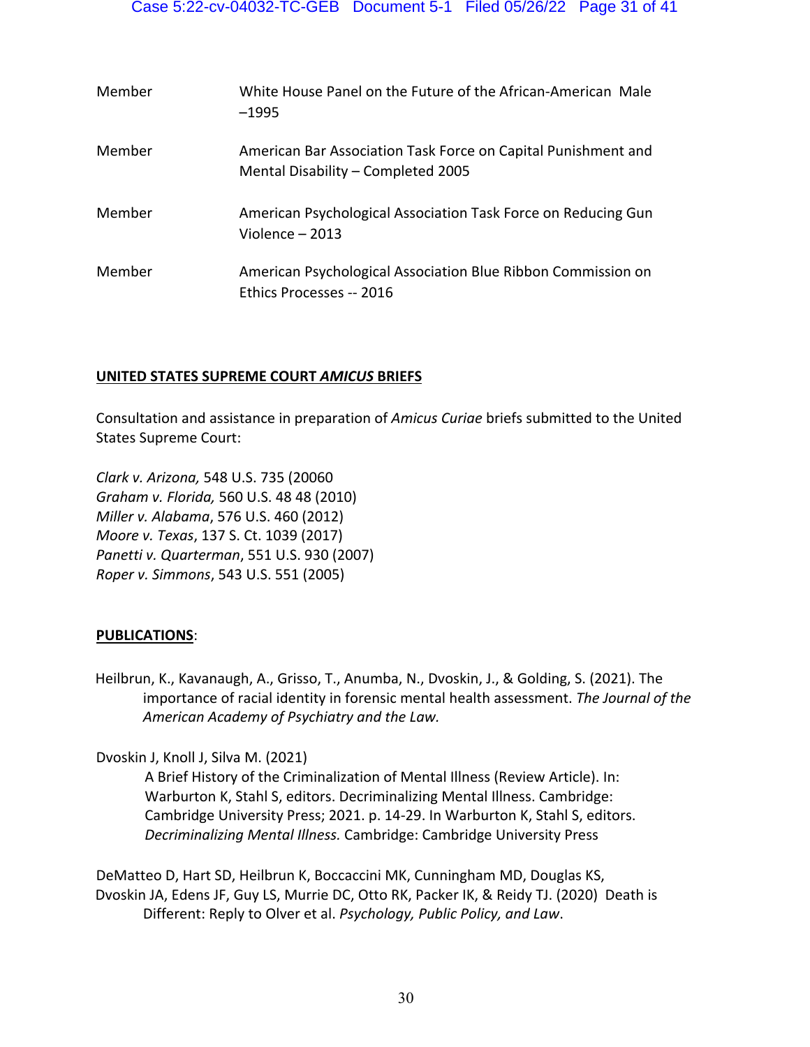| | |
|---|---|
| Member | White House Panel on the Future of the African-American Male –1995 |
| Member | American Bar Association Task Force on Capital Punishment and Mental Disability – Completed 2005 |
| Member | American Psychological Association Task Force on Reducing Gun Violence – 2013 |
| Member | American Psychological Association Blue Ribbon Commission on Ethics Processes -- 2016 |

**UNITED STATES SUPREME COURT *AMICUS* BRIEFS**

Consultation and assistance in preparation of *Amicus Curiae* briefs submitted to the United States Supreme Court:

*Clark v. Arizona,* 548 U.S. 735 (20060
*Graham v. Florida,* 560 U.S. 48 48 (2010)
*Miller v. Alabama*, 576 U.S. 460 (2012)
*Moore v. Texas*, 137 S. Ct. 1039 (2017)
*Panetti v. Quarterman*, 551 U.S. 930 (2007)
*Roper v. Simmons*, 543 U.S. 551 (2005)

**PUBLICATIONS**:

Heilbrun, K., Kavanaugh, A., Grisso, T., Anumba, N., Dvoskin, J., & Golding, S. (2021). The importance of racial identity in forensic mental health assessment. *The Journal of the American Academy of Psychiatry and the Law.*

Dvoskin J, Knoll J, Silva M. (2021)
A Brief History of the Criminalization of Mental Illness (Review Article). In: Warburton K, Stahl S, editors. Decriminalizing Mental Illness. Cambridge: Cambridge University Press; 2021. p. 14-29. In Warburton K, Stahl S, editors. *Decriminalizing Mental Illness.* Cambridge: Cambridge University Press

DeMatteo D, Hart SD, Heilbrun K, Boccaccini MK, Cunningham MD, Douglas KS, Dvoskin JA, Edens JF, Guy LS, Murrie DC, Otto RK, Packer IK, & Reidy TJ. (2020) Death is Different: Reply to Olver et al. *Psychology, Public Policy, and Law*.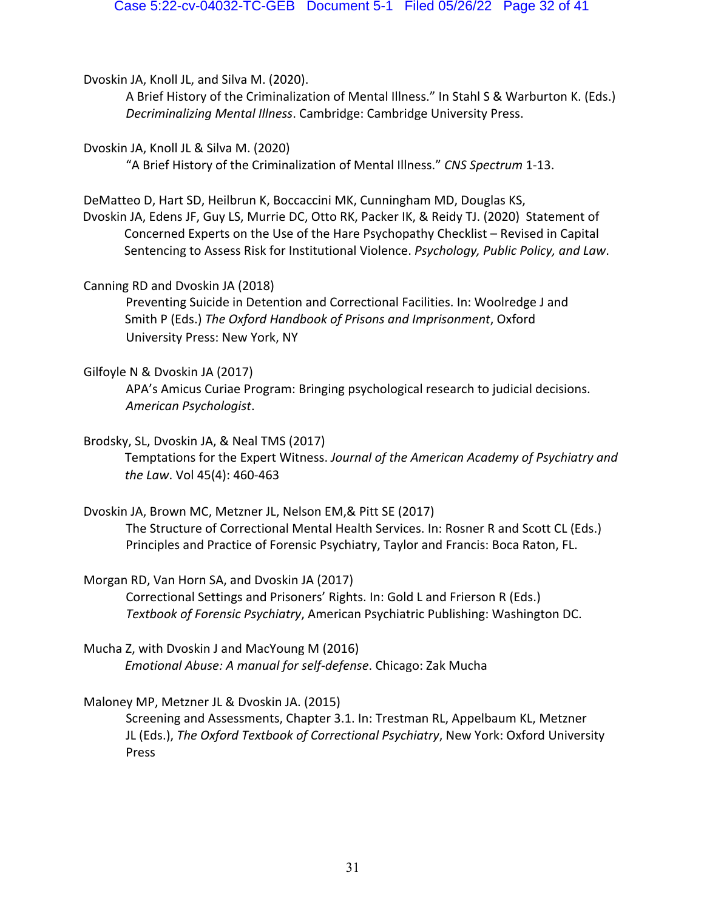Dvoskin JA, Knoll JL, and Silva M. (2020).
A Brief History of the Criminalization of Mental Illness." In Stahl S & Warburton K. (Eds.) *Decriminalizing Mental Illness*. Cambridge: Cambridge University Press.

Dvoskin JA, Knoll JL & Silva M. (2020)
"A Brief History of the Criminalization of Mental Illness." *CNS Spectrum* 1-13.

DeMatteo D, Hart SD, Heilbrun K, Boccaccini MK, Cunningham MD, Douglas KS, Dvoskin JA, Edens JF, Guy LS, Murrie DC, Otto RK, Packer IK, & Reidy TJ. (2020) Statement of Concerned Experts on the Use of the Hare Psychopathy Checklist – Revised in Capital Sentencing to Assess Risk for Institutional Violence. *Psychology, Public Policy, and Law*.

Canning RD and Dvoskin JA (2018)
Preventing Suicide in Detention and Correctional Facilities. In: Woolredge J and Smith P (Eds.) *The Oxford Handbook of Prisons and Imprisonment*, Oxford University Press: New York, NY

Gilfoyle N & Dvoskin JA (2017)
APA's Amicus Curiae Program: Bringing psychological research to judicial decisions. *American Psychologist*.

Brodsky, SL, Dvoskin JA, & Neal TMS (2017)
Temptations for the Expert Witness. *Journal of the American Academy of Psychiatry and the Law*. Vol 45(4): 460-463

Dvoskin JA, Brown MC, Metzner JL, Nelson EM,& Pitt SE (2017)
The Structure of Correctional Mental Health Services. In: Rosner R and Scott CL (Eds.) Principles and Practice of Forensic Psychiatry, Taylor and Francis: Boca Raton, FL.

Morgan RD, Van Horn SA, and Dvoskin JA (2017)
Correctional Settings and Prisoners' Rights. In: Gold L and Frierson R (Eds.) *Textbook of Forensic Psychiatry*, American Psychiatric Publishing: Washington DC.

Mucha Z, with Dvoskin J and MacYoung M (2016)
*Emotional Abuse: A manual for self-defense*. Chicago: Zak Mucha

Maloney MP, Metzner JL & Dvoskin JA. (2015)
Screening and Assessments, Chapter 3.1. In: Trestman RL, Appelbaum KL, Metzner JL (Eds.), *The Oxford Textbook of Correctional Psychiatry*, New York: Oxford University Press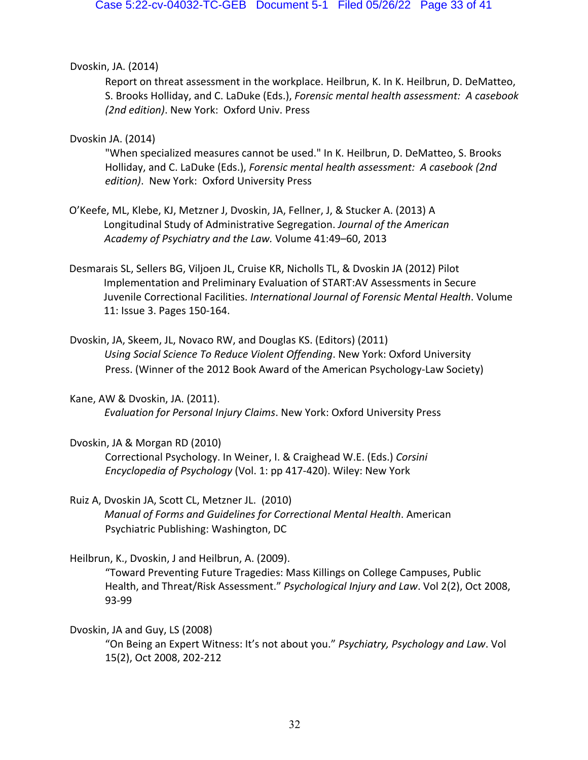Dvoskin, JA. (2014)

Report on threat assessment in the workplace. Heilbrun, K. In K. Heilbrun, D. DeMatteo, S. Brooks Holliday, and C. LaDuke (Eds.), *Forensic mental health assessment: A casebook (2nd edition)*. New York: Oxford Univ. Press

Dvoskin JA. (2014)

"When specialized measures cannot be used." In K. Heilbrun, D. DeMatteo, S. Brooks Holliday, and C. LaDuke (Eds.), *Forensic mental health assessment: A casebook (2nd edition)*. New York: Oxford University Press

O'Keefe, ML, Klebe, KJ, Metzner J, Dvoskin, JA, Fellner, J, & Stucker A. (2013) A Longitudinal Study of Administrative Segregation. *Journal of the American Academy of Psychiatry and the Law.* Volume 41:49–60, 2013

Desmarais SL, Sellers BG, Viljoen JL, Cruise KR, Nicholls TL, & Dvoskin JA (2012) Pilot Implementation and Preliminary Evaluation of START:AV Assessments in Secure Juvenile Correctional Facilities. *International Journal of Forensic Mental Health*. Volume 11: Issue 3. Pages 150-164.

Dvoskin, JA, Skeem, JL, Novaco RW, and Douglas KS. (Editors) (2011)

*Using Social Science To Reduce Violent Offending*. New York: Oxford University Press. (Winner of the 2012 Book Award of the American Psychology-Law Society)

Kane, AW & Dvoskin, JA. (2011).

*Evaluation for Personal Injury Claims*. New York: Oxford University Press

Dvoskin, JA & Morgan RD (2010)

Correctional Psychology. In Weiner, I. & Craighead W.E. (Eds.) *Corsini Encyclopedia of Psychology* (Vol. 1: pp 417-420). Wiley: New York

Ruiz A, Dvoskin JA, Scott CL, Metzner JL. (2010)

*Manual of Forms and Guidelines for Correctional Mental Health*. American Psychiatric Publishing: Washington, DC

Heilbrun, K., Dvoskin, J and Heilbrun, A. (2009).

"Toward Preventing Future Tragedies: Mass Killings on College Campuses, Public Health, and Threat/Risk Assessment." *Psychological Injury and Law*. Vol 2(2), Oct 2008, 93-99

Dvoskin, JA and Guy, LS (2008)

"On Being an Expert Witness: It's not about you." *Psychiatry, Psychology and Law*. Vol 15(2), Oct 2008, 202-212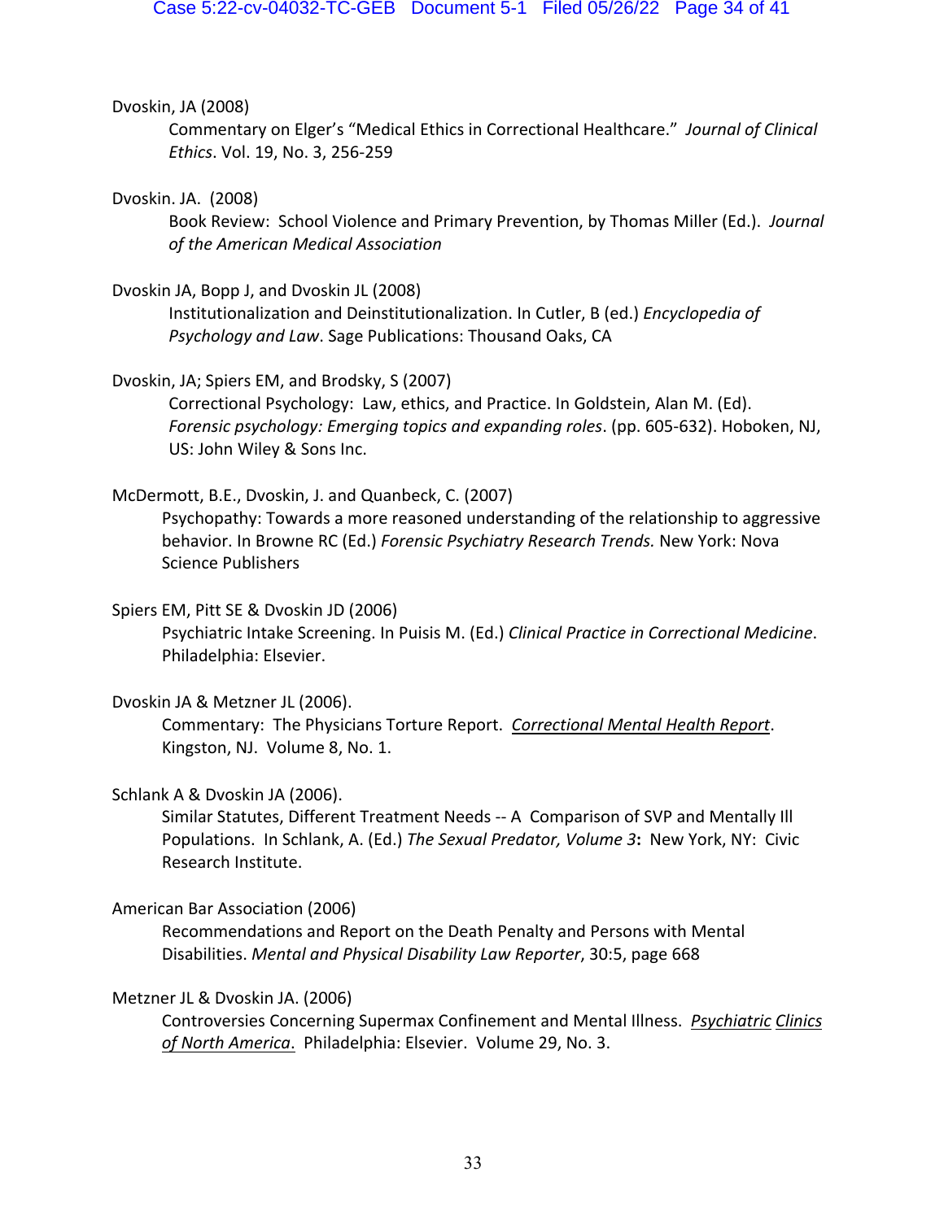Dvoskin, JA (2008)

Commentary on Elger's "Medical Ethics in Correctional Healthcare." *Journal of Clinical Ethics*. Vol. 19, No. 3, 256-259

Dvoskin. JA. (2008)

Book Review: School Violence and Primary Prevention, by Thomas Miller (Ed.). *Journal of the American Medical Association*

Dvoskin JA, Bopp J, and Dvoskin JL (2008)

Institutionalization and Deinstitutionalization. In Cutler, B (ed.) *Encyclopedia of Psychology and Law*. Sage Publications: Thousand Oaks, CA

Dvoskin, JA; Spiers EM, and Brodsky, S (2007)

Correctional Psychology: Law, ethics, and Practice. In Goldstein, Alan M. (Ed). *Forensic psychology: Emerging topics and expanding roles*. (pp. 605-632). Hoboken, NJ, US: John Wiley & Sons Inc.

McDermott, B.E., Dvoskin, J. and Quanbeck, C. (2007)

Psychopathy: Towards a more reasoned understanding of the relationship to aggressive behavior. In Browne RC (Ed.) *Forensic Psychiatry Research Trends.* New York: Nova Science Publishers

Spiers EM, Pitt SE & Dvoskin JD (2006)

Psychiatric Intake Screening. In Puisis M. (Ed.) *Clinical Practice in Correctional Medicine*. Philadelphia: Elsevier.

Dvoskin JA & Metzner JL (2006).

Commentary: The Physicians Torture Report. *Correctional Mental Health Report*. Kingston, NJ. Volume 8, No. 1.

Schlank A & Dvoskin JA (2006).

Similar Statutes, Different Treatment Needs -- A Comparison of SVP and Mentally Ill Populations. In Schlank, A. (Ed.) *The Sexual Predator, Volume 3***:** New York, NY: Civic Research Institute.

American Bar Association (2006)

Recommendations and Report on the Death Penalty and Persons with Mental Disabilities. *Mental and Physical Disability Law Reporter*, 30:5, page 668

Metzner JL & Dvoskin JA. (2006)

Controversies Concerning Supermax Confinement and Mental Illness. *Psychiatric Clinics of North America.* Philadelphia: Elsevier. Volume 29, No. 3.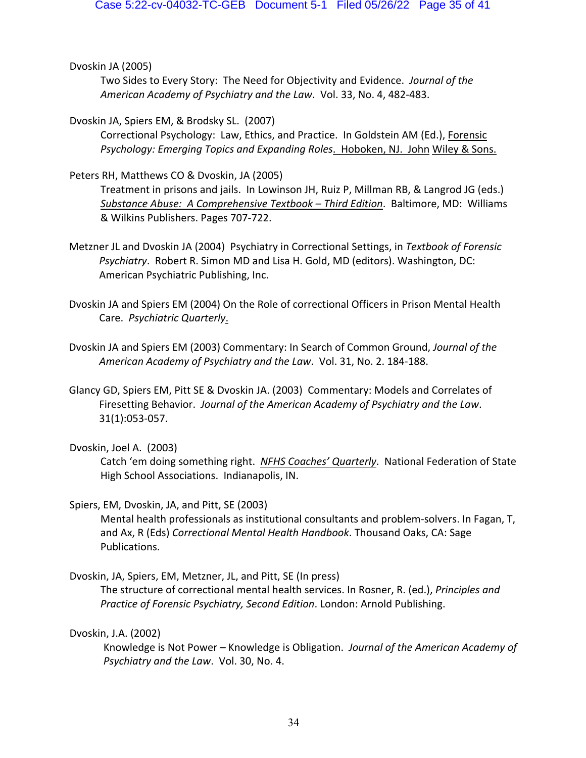Dvoskin JA (2005)

Two Sides to Every Story: The Need for Objectivity and Evidence. *Journal of the American Academy of Psychiatry and the Law*. Vol. 33, No. 4, 482-483.

Dvoskin JA, Spiers EM, & Brodsky SL. (2007)

Correctional Psychology: Law, Ethics, and Practice. In Goldstein AM (Ed.), *Forensic Psychology: Emerging Topics and Expanding Roles*. Hoboken, NJ. John Wiley & Sons.

Peters RH, Matthews CO & Dvoskin, JA (2005)

Treatment in prisons and jails. In Lowinson JH, Ruiz P, Millman RB, & Langrod JG (eds.) *Substance Abuse: A Comprehensive Textbook – Third Edition*. Baltimore, MD: Williams & Wilkins Publishers. Pages 707-722.

Metzner JL and Dvoskin JA (2004) Psychiatry in Correctional Settings, in *Textbook of Forensic Psychiatry*. Robert R. Simon MD and Lisa H. Gold, MD (editors). Washington, DC: American Psychiatric Publishing, Inc.

Dvoskin JA and Spiers EM (2004) On the Role of correctional Officers in Prison Mental Health Care. *Psychiatric Quarterly*.

Dvoskin JA and Spiers EM (2003) Commentary: In Search of Common Ground, *Journal of the American Academy of Psychiatry and the Law*. Vol. 31, No. 2. 184-188.

Glancy GD, Spiers EM, Pitt SE & Dvoskin JA. (2003) Commentary: Models and Correlates of Firesetting Behavior. *Journal of the American Academy of Psychiatry and the Law*. 31(1):053-057.

Dvoskin, Joel A. (2003)

Catch 'em doing something right. *NFHS Coaches' Quarterly*. National Federation of State High School Associations. Indianapolis, IN.

Spiers, EM, Dvoskin, JA, and Pitt, SE (2003)

Mental health professionals as institutional consultants and problem-solvers. In Fagan, T, and Ax, R (Eds) *Correctional Mental Health Handbook*. Thousand Oaks, CA: Sage Publications.

Dvoskin, JA, Spiers, EM, Metzner, JL, and Pitt, SE (In press)

The structure of correctional mental health services. In Rosner, R. (ed.), *Principles and Practice of Forensic Psychiatry, Second Edition*. London: Arnold Publishing.

Dvoskin, J.A. (2002)

Knowledge is Not Power – Knowledge is Obligation. *Journal of the American Academy of Psychiatry and the Law*. Vol. 30, No. 4.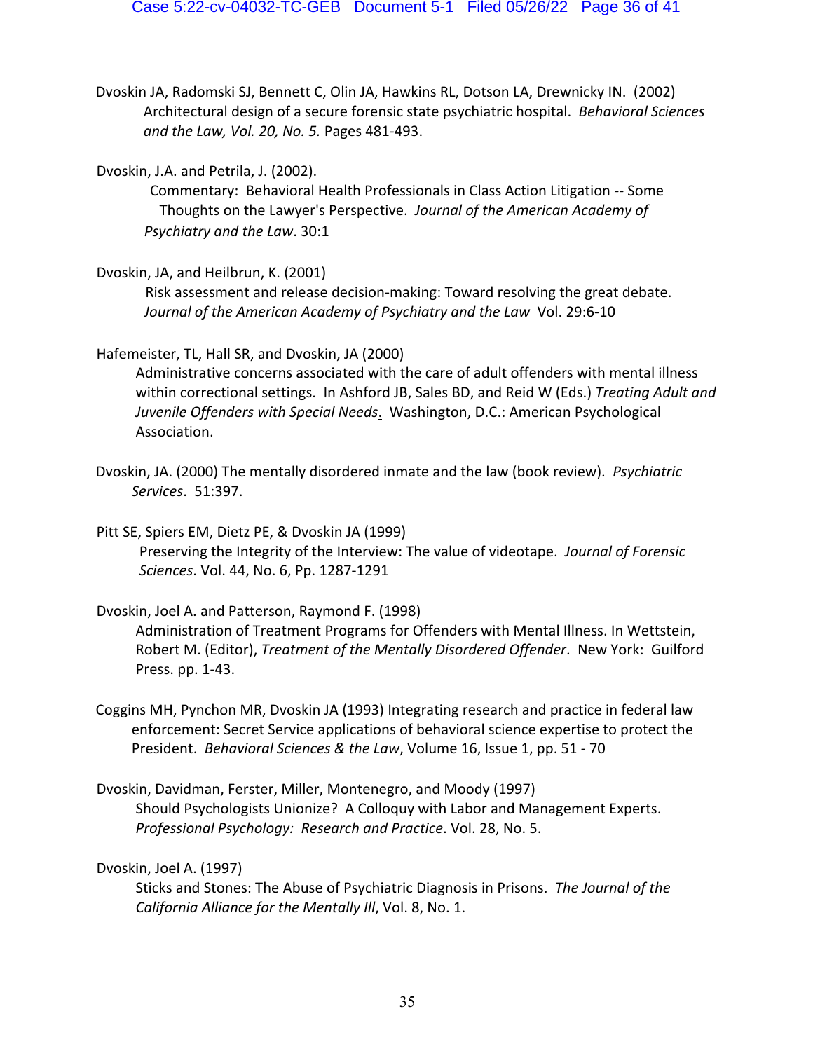Dvoskin JA, Radomski SJ, Bennett C, Olin JA, Hawkins RL, Dotson LA, Drewnicky IN. (2002) Architectural design of a secure forensic state psychiatric hospital. *Behavioral Sciences and the Law, Vol. 20, No. 5.* Pages 481-493.

Dvoskin, J.A. and Petrila, J. (2002). Commentary: Behavioral Health Professionals in Class Action Litigation -- Some Thoughts on the Lawyer's Perspective. *Journal of the American Academy of Psychiatry and the Law*. 30:1

Dvoskin, JA, and Heilbrun, K. (2001) Risk assessment and release decision-making: Toward resolving the great debate. *Journal of the American Academy of Psychiatry and the Law* Vol. 29:6-10

Hafemeister, TL, Hall SR, and Dvoskin, JA (2000) Administrative concerns associated with the care of adult offenders with mental illness within correctional settings. In Ashford JB, Sales BD, and Reid W (Eds.) *Treating Adult and Juvenile Offenders with Special Needs*. Washington, D.C.: American Psychological Association.

Dvoskin, JA. (2000) The mentally disordered inmate and the law (book review). *Psychiatric Services*. 51:397.

Pitt SE, Spiers EM, Dietz PE, & Dvoskin JA (1999) Preserving the Integrity of the Interview: The value of videotape. *Journal of Forensic Sciences*. Vol. 44, No. 6, Pp. 1287-1291

Dvoskin, Joel A. and Patterson, Raymond F. (1998) Administration of Treatment Programs for Offenders with Mental Illness. In Wettstein, Robert M. (Editor), *Treatment of the Mentally Disordered Offender*. New York: Guilford Press. pp. 1-43.

Coggins MH, Pynchon MR, Dvoskin JA (1993) Integrating research and practice in federal law enforcement: Secret Service applications of behavioral science expertise to protect the President. *Behavioral Sciences & the Law*, Volume 16, Issue 1, pp. 51 - 70

Dvoskin, Davidman, Ferster, Miller, Montenegro, and Moody (1997) Should Psychologists Unionize? A Colloquy with Labor and Management Experts. *Professional Psychology: Research and Practice*. Vol. 28, No. 5.

Dvoskin, Joel A. (1997) Sticks and Stones: The Abuse of Psychiatric Diagnosis in Prisons. *The Journal of the California Alliance for the Mentally Ill*, Vol. 8, No. 1.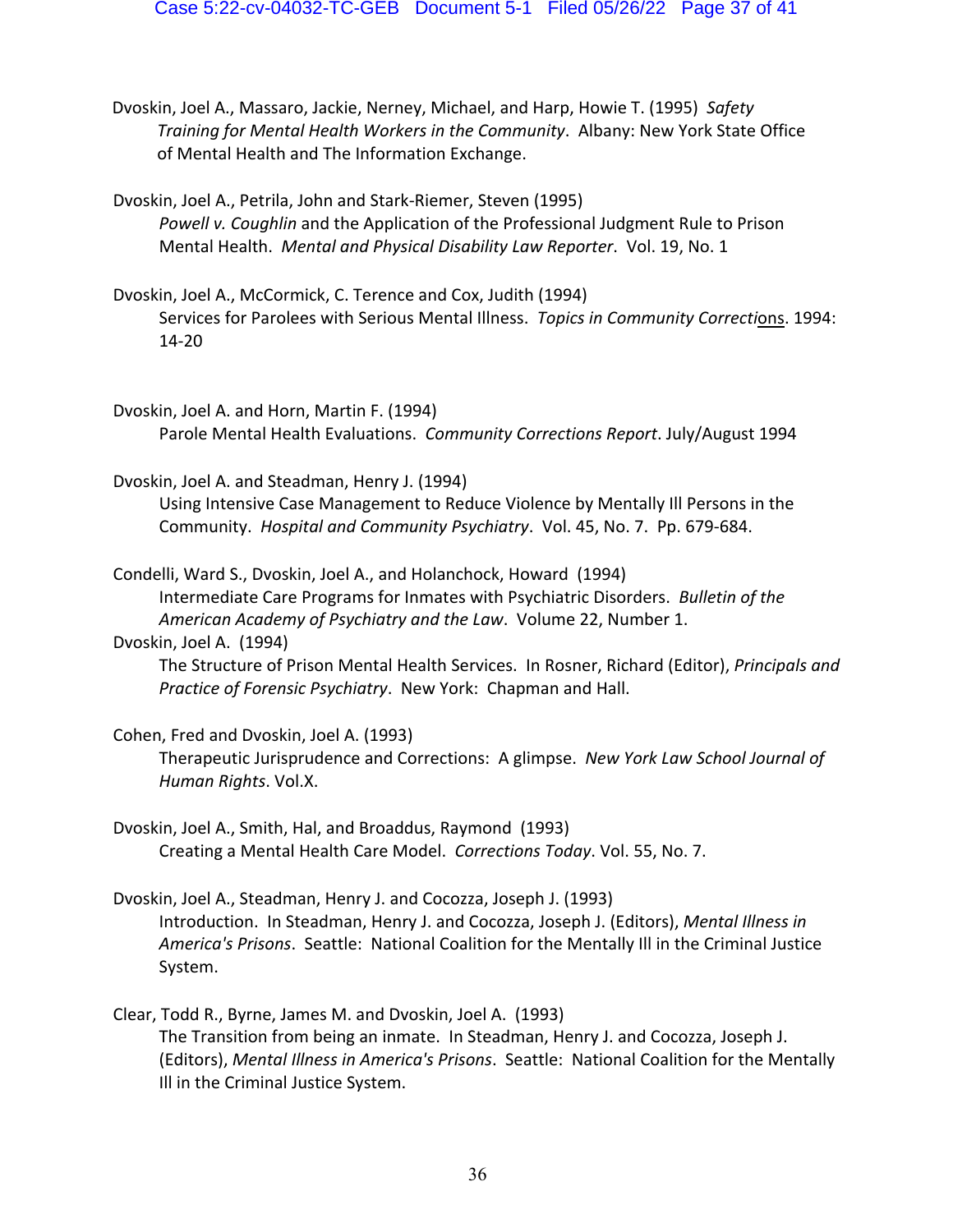Dvoskin, Joel A., Massaro, Jackie, Nerney, Michael, and Harp, Howie T. (1995) *Safety Training for Mental Health Workers in the Community*. Albany: New York State Office of Mental Health and The Information Exchange.

Dvoskin, Joel A., Petrila, John and Stark-Riemer, Steven (1995)
*Powell v. Coughlin* and the Application of the Professional Judgment Rule to Prison Mental Health. *Mental and Physical Disability Law Reporter*. Vol. 19, No. 1

Dvoskin, Joel A., McCormick, C. Terence and Cox, Judith (1994)
Services for Parolees with Serious Mental Illness. *Topics in Community Corrections*. 1994: 14-20

Dvoskin, Joel A. and Horn, Martin F. (1994)
Parole Mental Health Evaluations. *Community Corrections Report*. July/August 1994

Dvoskin, Joel A. and Steadman, Henry J. (1994)
Using Intensive Case Management to Reduce Violence by Mentally Ill Persons in the Community. *Hospital and Community Psychiatry*. Vol. 45, No. 7. Pp. 679-684.

Condelli, Ward S., Dvoskin, Joel A., and Holanchock, Howard (1994)
Intermediate Care Programs for Inmates with Psychiatric Disorders. *Bulletin of the American Academy of Psychiatry and the Law*. Volume 22, Number 1.

Dvoskin, Joel A. (1994)
The Structure of Prison Mental Health Services. In Rosner, Richard (Editor), *Principals and Practice of Forensic Psychiatry*. New York: Chapman and Hall.

Cohen, Fred and Dvoskin, Joel A. (1993)
Therapeutic Jurisprudence and Corrections: A glimpse. *New York Law School Journal of Human Rights*. Vol.X.

Dvoskin, Joel A., Smith, Hal, and Broaddus, Raymond (1993)
Creating a Mental Health Care Model. *Corrections Today*. Vol. 55, No. 7.

Dvoskin, Joel A., Steadman, Henry J. and Cocozza, Joseph J. (1993)
Introduction. In Steadman, Henry J. and Cocozza, Joseph J. (Editors), *Mental Illness in America's Prisons*. Seattle: National Coalition for the Mentally Ill in the Criminal Justice System.

Clear, Todd R., Byrne, James M. and Dvoskin, Joel A. (1993)
The Transition from being an inmate. In Steadman, Henry J. and Cocozza, Joseph J. (Editors), *Mental Illness in America's Prisons*. Seattle: National Coalition for the Mentally Ill in the Criminal Justice System.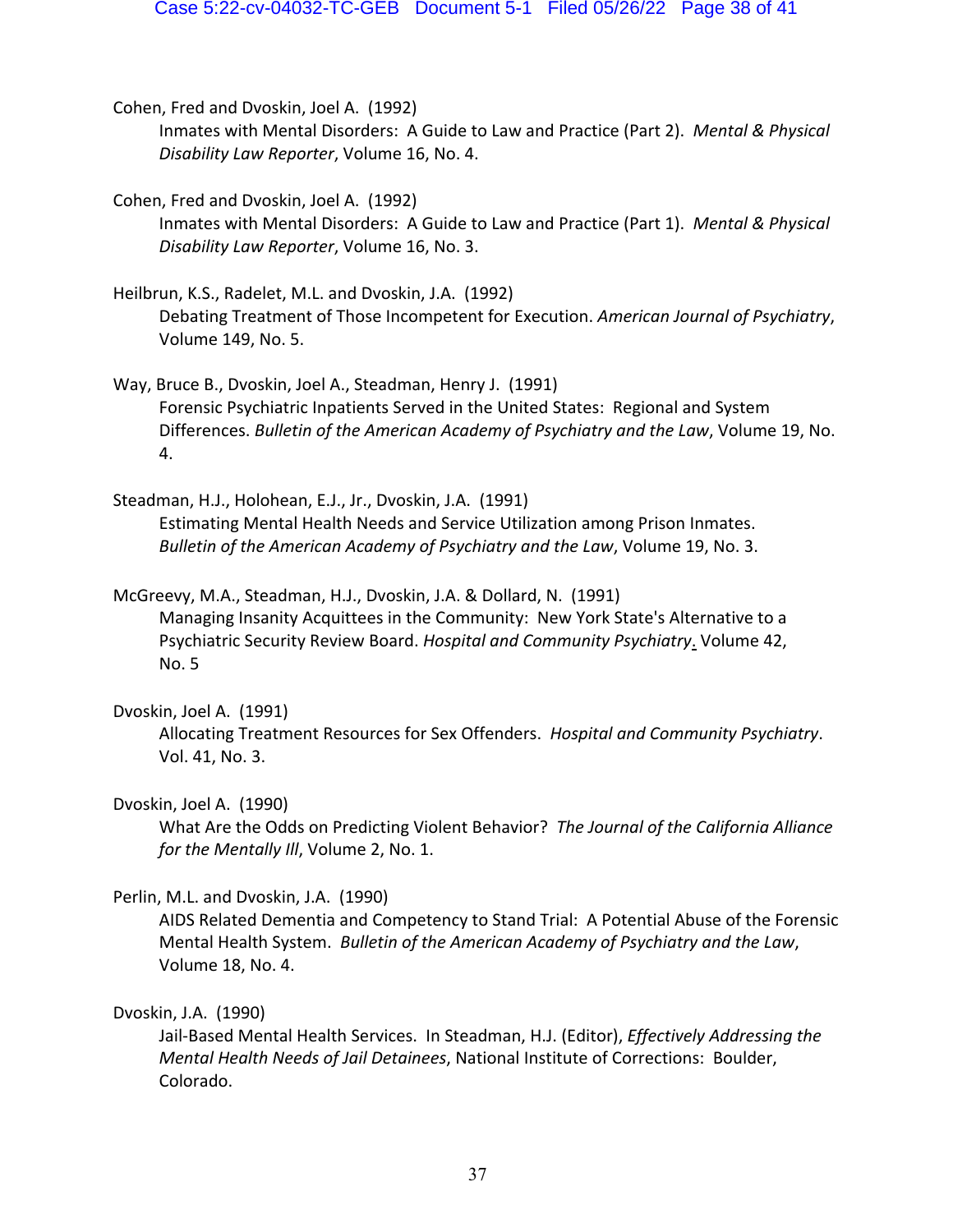Cohen, Fred and Dvoskin, Joel A. (1992)
Inmates with Mental Disorders: A Guide to Law and Practice (Part 2). *Mental & Physical Disability Law Reporter*, Volume 16, No. 4.

Cohen, Fred and Dvoskin, Joel A. (1992)
Inmates with Mental Disorders: A Guide to Law and Practice (Part 1). *Mental & Physical Disability Law Reporter*, Volume 16, No. 3.

Heilbrun, K.S., Radelet, M.L. and Dvoskin, J.A. (1992)
Debating Treatment of Those Incompetent for Execution. *American Journal of Psychiatry*, Volume 149, No. 5.

Way, Bruce B., Dvoskin, Joel A., Steadman, Henry J. (1991)
Forensic Psychiatric Inpatients Served in the United States: Regional and System Differences. *Bulletin of the American Academy of Psychiatry and the Law*, Volume 19, No. 4.

Steadman, H.J., Holohean, E.J., Jr., Dvoskin, J.A. (1991)
Estimating Mental Health Needs and Service Utilization among Prison Inmates. *Bulletin of the American Academy of Psychiatry and the Law*, Volume 19, No. 3.

McGreevy, M.A., Steadman, H.J., Dvoskin, J.A. & Dollard, N. (1991)
Managing Insanity Acquittees in the Community: New York State's Alternative to a Psychiatric Security Review Board. *Hospital and Community Psychiatry*. Volume 42, No. 5

Dvoskin, Joel A. (1991)
Allocating Treatment Resources for Sex Offenders. *Hospital and Community Psychiatry*. Vol. 41, No. 3.

Dvoskin, Joel A. (1990)
What Are the Odds on Predicting Violent Behavior? *The Journal of the California Alliance for the Mentally Ill*, Volume 2, No. 1.

Perlin, M.L. and Dvoskin, J.A. (1990)
AIDS Related Dementia and Competency to Stand Trial: A Potential Abuse of the Forensic Mental Health System. *Bulletin of the American Academy of Psychiatry and the Law*, Volume 18, No. 4.

Dvoskin, J.A. (1990)
Jail-Based Mental Health Services. In Steadman, H.J. (Editor), *Effectively Addressing the Mental Health Needs of Jail Detainees*, National Institute of Corrections: Boulder, Colorado.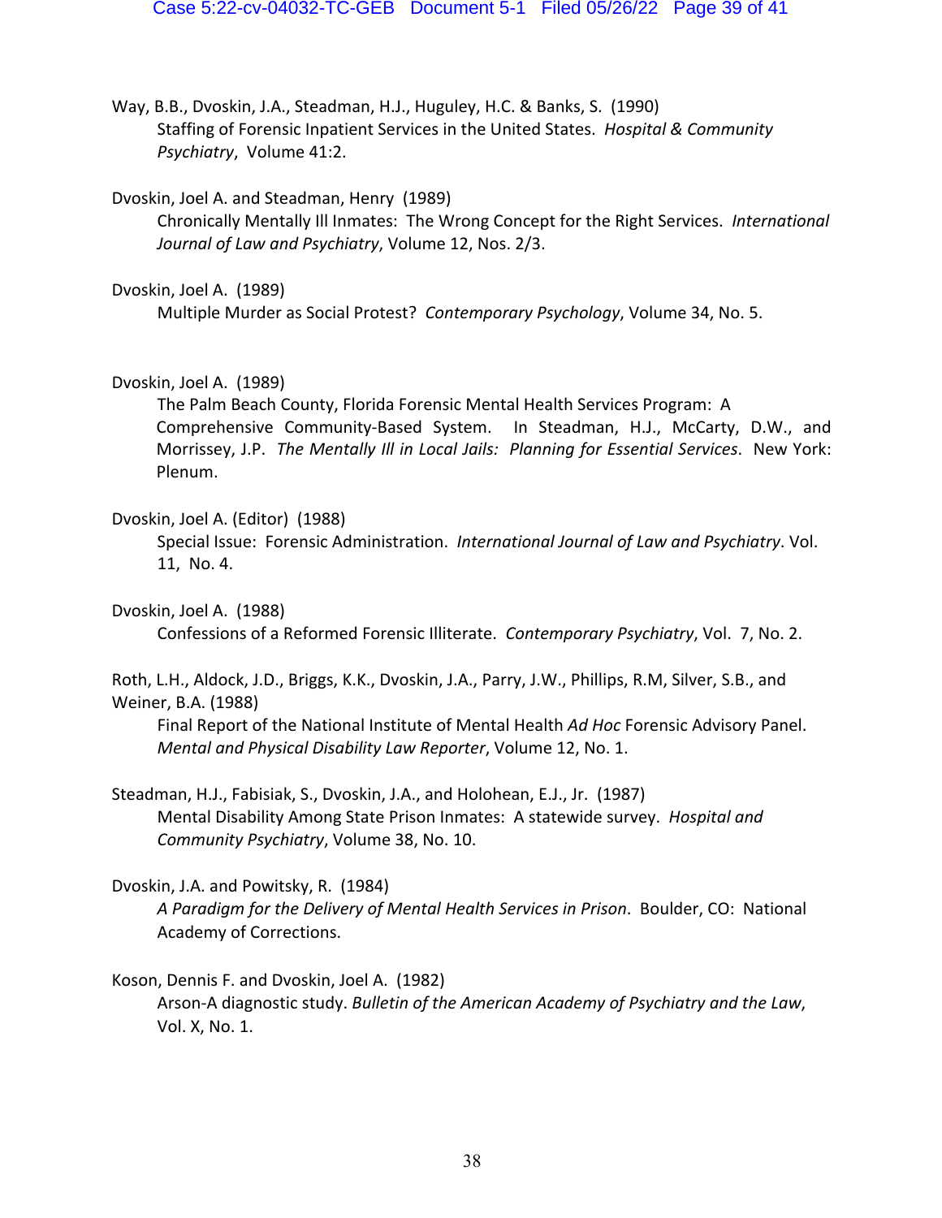Way, B.B., Dvoskin, J.A., Steadman, H.J., Huguley, H.C. & Banks, S. (1990)
Staffing of Forensic Inpatient Services in the United States. *Hospital & Community Psychiatry*, Volume 41:2.

Dvoskin, Joel A. and Steadman, Henry (1989)
Chronically Mentally Ill Inmates: The Wrong Concept for the Right Services. *International Journal of Law and Psychiatry*, Volume 12, Nos. 2/3.

Dvoskin, Joel A. (1989)
Multiple Murder as Social Protest? *Contemporary Psychology*, Volume 34, No. 5.

Dvoskin, Joel A. (1989)
The Palm Beach County, Florida Forensic Mental Health Services Program: A Comprehensive Community-Based System. In Steadman, H.J., McCarty, D.W., and Morrissey, J.P. *The Mentally Ill in Local Jails: Planning for Essential Services*. New York: Plenum.

Dvoskin, Joel A. (Editor) (1988)
Special Issue: Forensic Administration. *International Journal of Law and Psychiatry*. Vol. 11, No. 4.

Dvoskin, Joel A. (1988)
Confessions of a Reformed Forensic Illiterate. *Contemporary Psychiatry*, Vol. 7, No. 2.

Roth, L.H., Aldock, J.D., Briggs, K.K., Dvoskin, J.A., Parry, J.W., Phillips, R.M, Silver, S.B., and Weiner, B.A. (1988)
Final Report of the National Institute of Mental Health *Ad Hoc* Forensic Advisory Panel. *Mental and Physical Disability Law Reporter*, Volume 12, No. 1.

Steadman, H.J., Fabisiak, S., Dvoskin, J.A., and Holohean, E.J., Jr. (1987)
Mental Disability Among State Prison Inmates: A statewide survey. *Hospital and Community Psychiatry*, Volume 38, No. 10.

Dvoskin, J.A. and Powitsky, R. (1984)
*A Paradigm for the Delivery of Mental Health Services in Prison*. Boulder, CO: National Academy of Corrections.

Koson, Dennis F. and Dvoskin, Joel A. (1982)
Arson-A diagnostic study. *Bulletin of the American Academy of Psychiatry and the Law*, Vol. X, No. 1.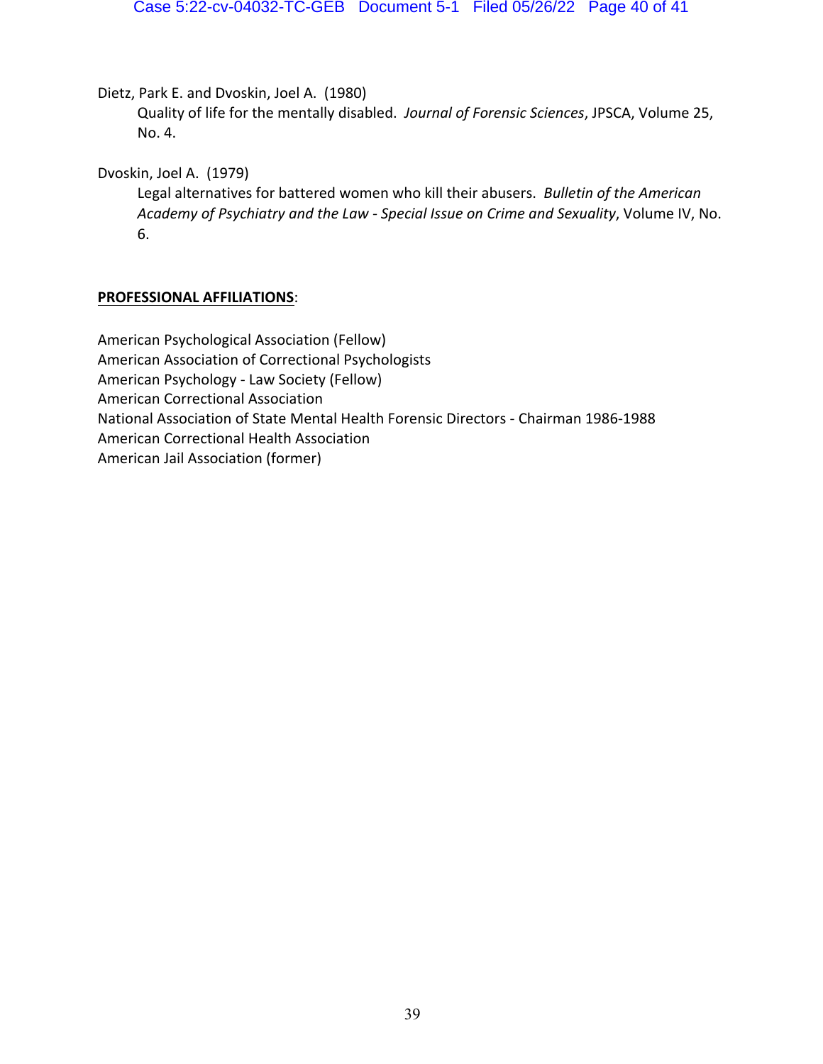Dietz, Park E. and Dvoskin, Joel A. (1980)

Quality of life for the mentally disabled. *Journal of Forensic Sciences*, JPSCA, Volume 25, No. 4.

Dvoskin, Joel A. (1979)

Legal alternatives for battered women who kill their abusers. *Bulletin of the American Academy of Psychiatry and the Law - Special Issue on Crime and Sexuality*, Volume IV, No. 6.

**PROFESSIONAL AFFILIATIONS**:

American Psychological Association (Fellow)
American Association of Correctional Psychologists
American Psychology - Law Society (Fellow)
American Correctional Association
National Association of State Mental Health Forensic Directors - Chairman 1986-1988
American Correctional Health Association
American Jail Association (former)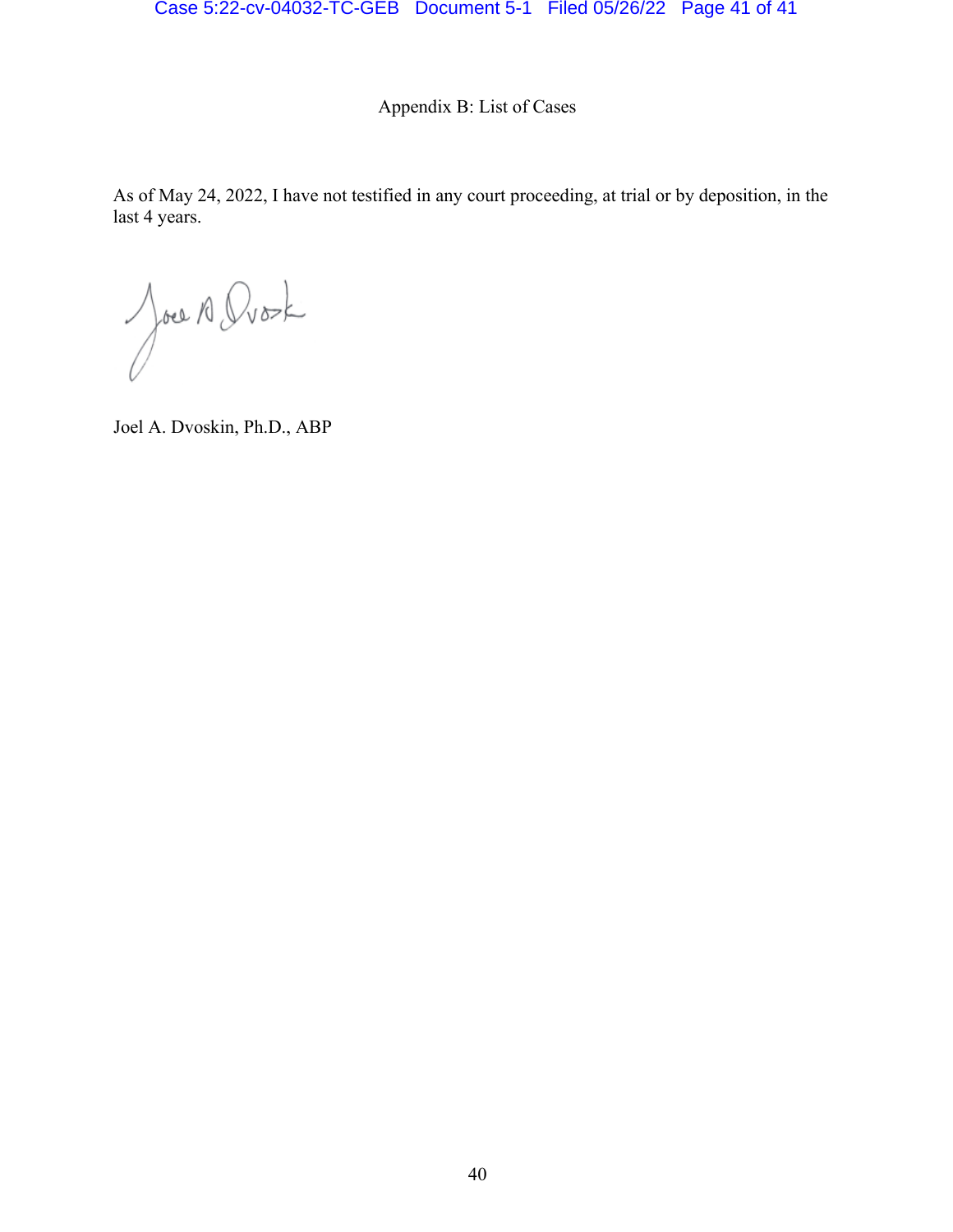# Appendix B: List of Cases

As of May 24, 2022, I have not testified in any court proceeding, at trial or by deposition, in the last 4 years.

Joel A. Dvoskin, Ph.D., ABP